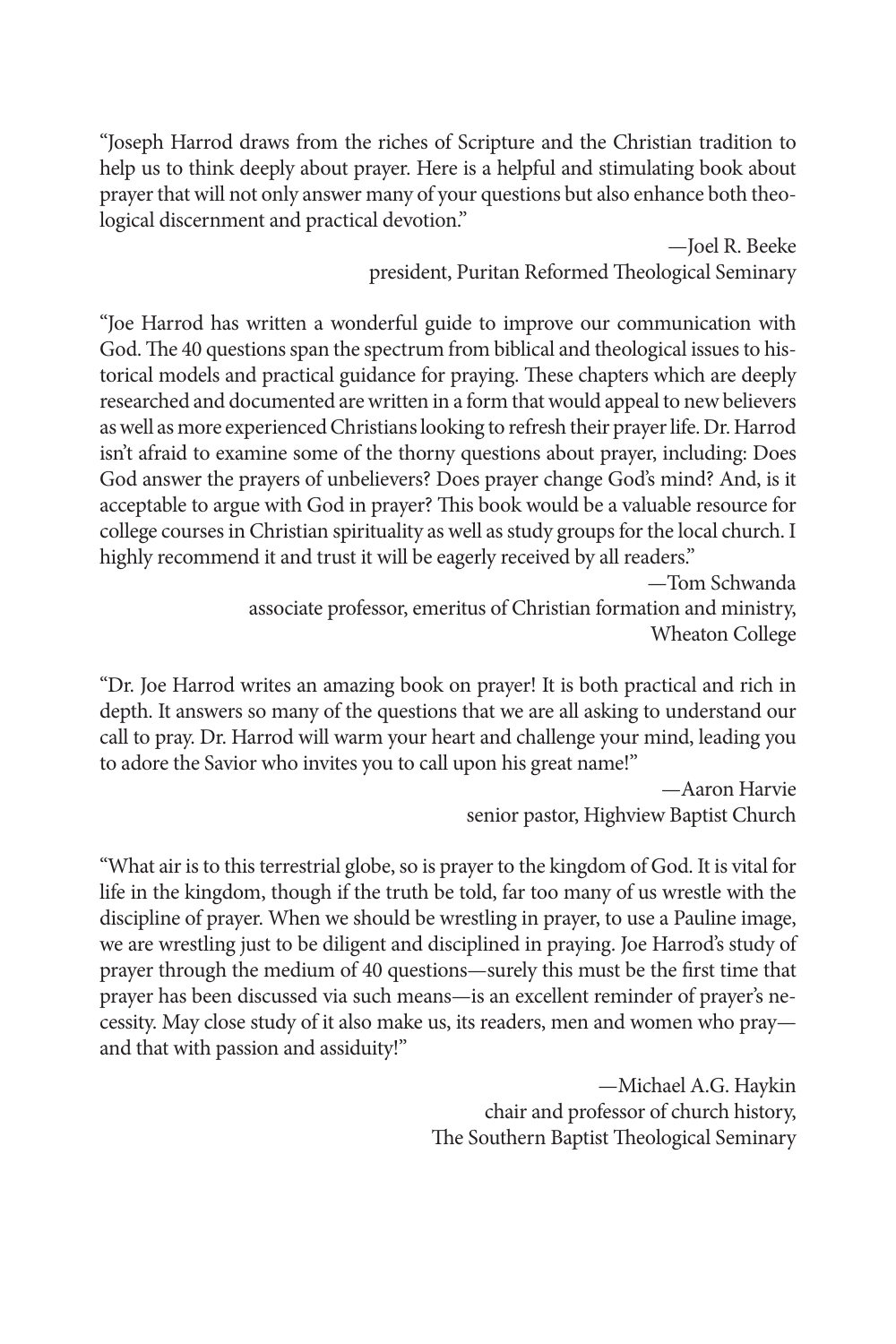"Joseph Harrod draws from the riches of Scripture and the Christian tradition to help us to think deeply about prayer. Here is a helpful and stimulating book about prayer that will not only answer many of your questions but also enhance both theological discernment and practical devotion."

—Joel R. Beeke
president, Puritan Reformed Theological Seminary

"Joe Harrod has written a wonderful guide to improve our communication with God. The 40 questions span the spectrum from biblical and theological issues to historical models and practical guidance for praying. These chapters which are deeply researched and documented are written in a form that would appeal to new believers as well as more experienced Christians looking to refresh their prayer life. Dr. Harrod isn't afraid to examine some of the thorny questions about prayer, including: Does God answer the prayers of unbelievers? Does prayer change God's mind? And, is it acceptable to argue with God in prayer? This book would be a valuable resource for college courses in Christian spirituality as well as study groups for the local church. I highly recommend it and trust it will be eagerly received by all readers."

—Tom Schwanda
associate professor, emeritus of Christian formation and ministry,
Wheaton College

"Dr. Joe Harrod writes an amazing book on prayer! It is both practical and rich in depth. It answers so many of the questions that we are all asking to understand our call to pray. Dr. Harrod will warm your heart and challenge your mind, leading you to adore the Savior who invites you to call upon his great name!"

—Aaron Harvie
senior pastor, Highview Baptist Church

"What air is to this terrestrial globe, so is prayer to the kingdom of God. It is vital for life in the kingdom, though if the truth be told, far too many of us wrestle with the discipline of prayer. When we should be wrestling in prayer, to use a Pauline image, we are wrestling just to be diligent and disciplined in praying. Joe Harrod's study of prayer through the medium of 40 questions—surely this must be the first time that prayer has been discussed via such means—is an excellent reminder of prayer's necessity. May close study of it also make us, its readers, men and women who pray—and that with passion and assiduity!"

—Michael A.G. Haykin
chair and professor of church history,
The Southern Baptist Theological Seminary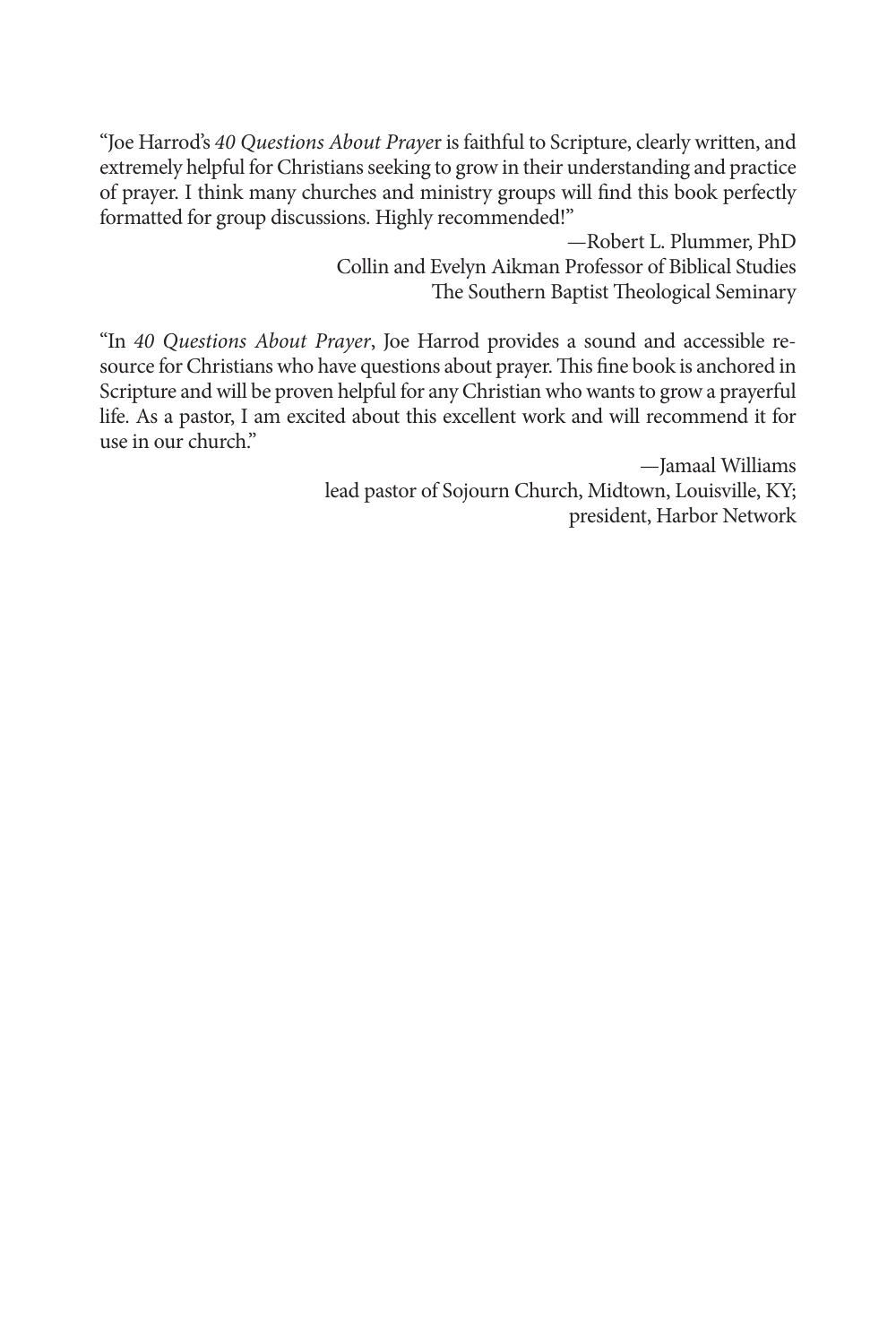"Joe Harrod's *40 Questions About Praye*r is faithful to Scripture, clearly written, and extremely helpful for Christians seeking to grow in their understanding and practice of prayer. I think many churches and ministry groups will find this book perfectly formatted for group discussions. Highly recommended!"

—Robert L. Plummer, PhD
Collin and Evelyn Aikman Professor of Biblical Studies
The Southern Baptist Theological Seminary

"In *40 Questions About Prayer*, Joe Harrod provides a sound and accessible resource for Christians who have questions about prayer. This fine book is anchored in Scripture and will be proven helpful for any Christian who wants to grow a prayerful life. As a pastor, I am excited about this excellent work and will recommend it for use in our church."

—Jamaal Williams
lead pastor of Sojourn Church, Midtown, Louisville, KY;
president, Harbor Network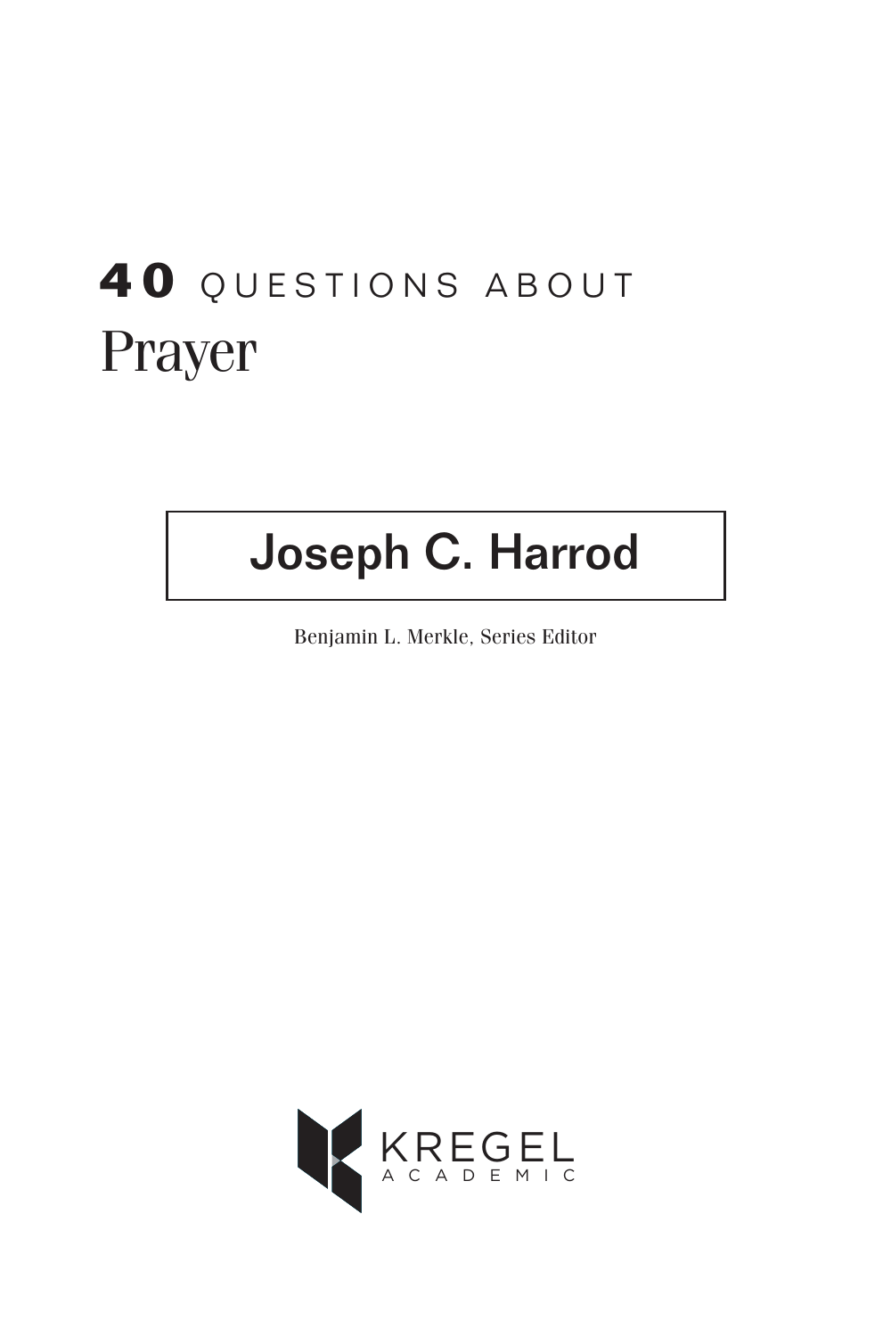# 40 QUESTIONS ABOUT Prayer

**Joseph C. Harrod**

Benjamin L. Merkle, Series Editor

KREGEL ACADEMIC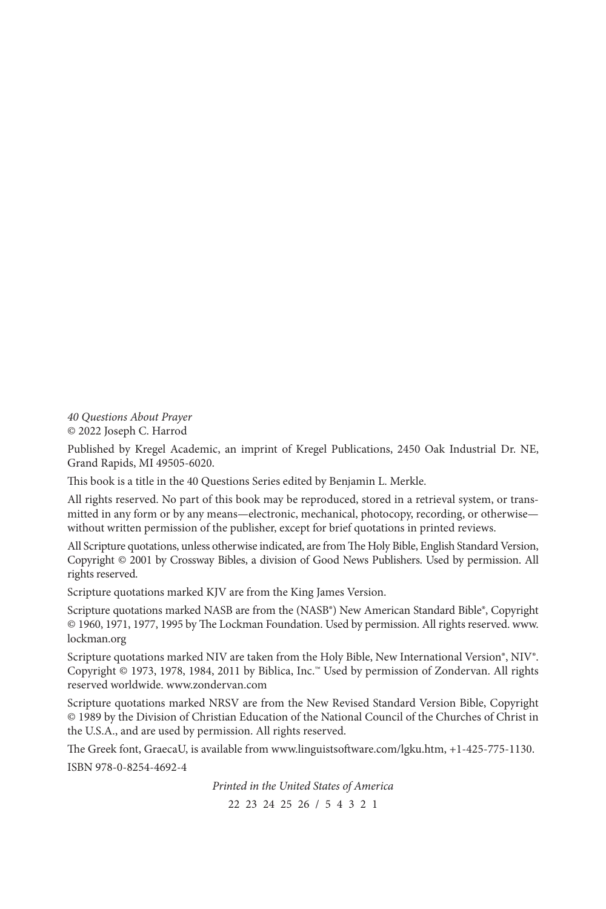*40 Questions About Prayer*
© 2022 Joseph C. Harrod

Published by Kregel Academic, an imprint of Kregel Publications, 2450 Oak Industrial Dr. NE, Grand Rapids, MI 49505-6020.

This book is a title in the 40 Questions Series edited by Benjamin L. Merkle.

All rights reserved. No part of this book may be reproduced, stored in a retrieval system, or transmitted in any form or by any means—electronic, mechanical, photocopy, recording, or otherwise—without written permission of the publisher, except for brief quotations in printed reviews.

All Scripture quotations, unless otherwise indicated, are from The Holy Bible, English Standard Version, Copyright © 2001 by Crossway Bibles, a division of Good News Publishers. Used by permission. All rights reserved.

Scripture quotations marked KJV are from the King James Version.

Scripture quotations marked NASB are from the (NASB®) New American Standard Bible®, Copyright © 1960, 1971, 1977, 1995 by The Lockman Foundation. Used by permission. All rights reserved. www.lockman.org

Scripture quotations marked NIV are taken from the Holy Bible, New International Version®, NIV®. Copyright © 1973, 1978, 1984, 2011 by Biblica, Inc.™ Used by permission of Zondervan. All rights reserved worldwide. www.zondervan.com

Scripture quotations marked NRSV are from the New Revised Standard Version Bible, Copyright © 1989 by the Division of Christian Education of the National Council of the Churches of Christ in the U.S.A., and are used by permission. All rights reserved.

The Greek font, GraecaU, is available from www.linguistsoftware.com/lgku.htm, +1-425-775-1130.

ISBN 978-0-8254-4692-4

*Printed in the United States of America*

22 23 24 25 26 / 5 4 3 2 1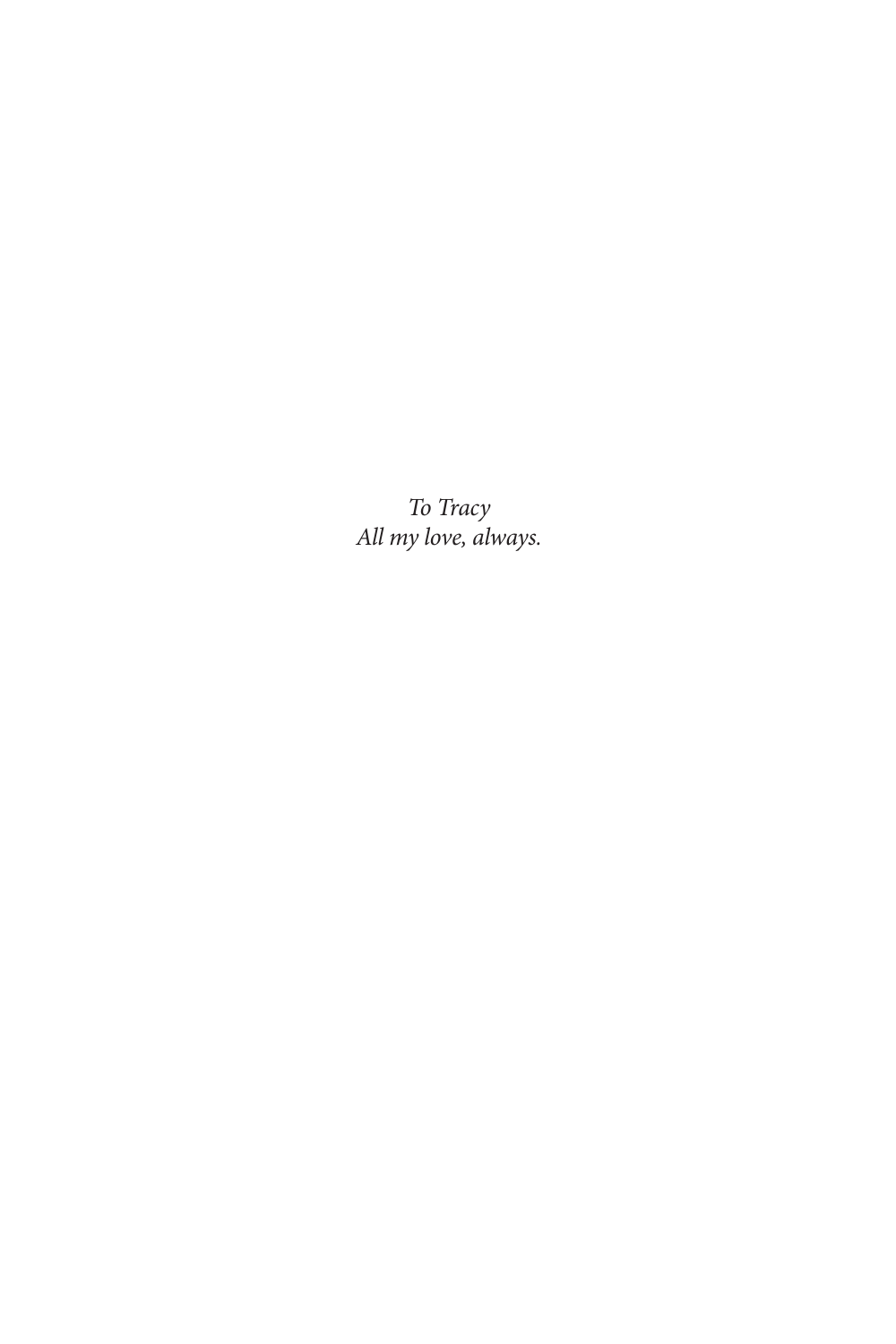*To Tracy*
*All my love, always.*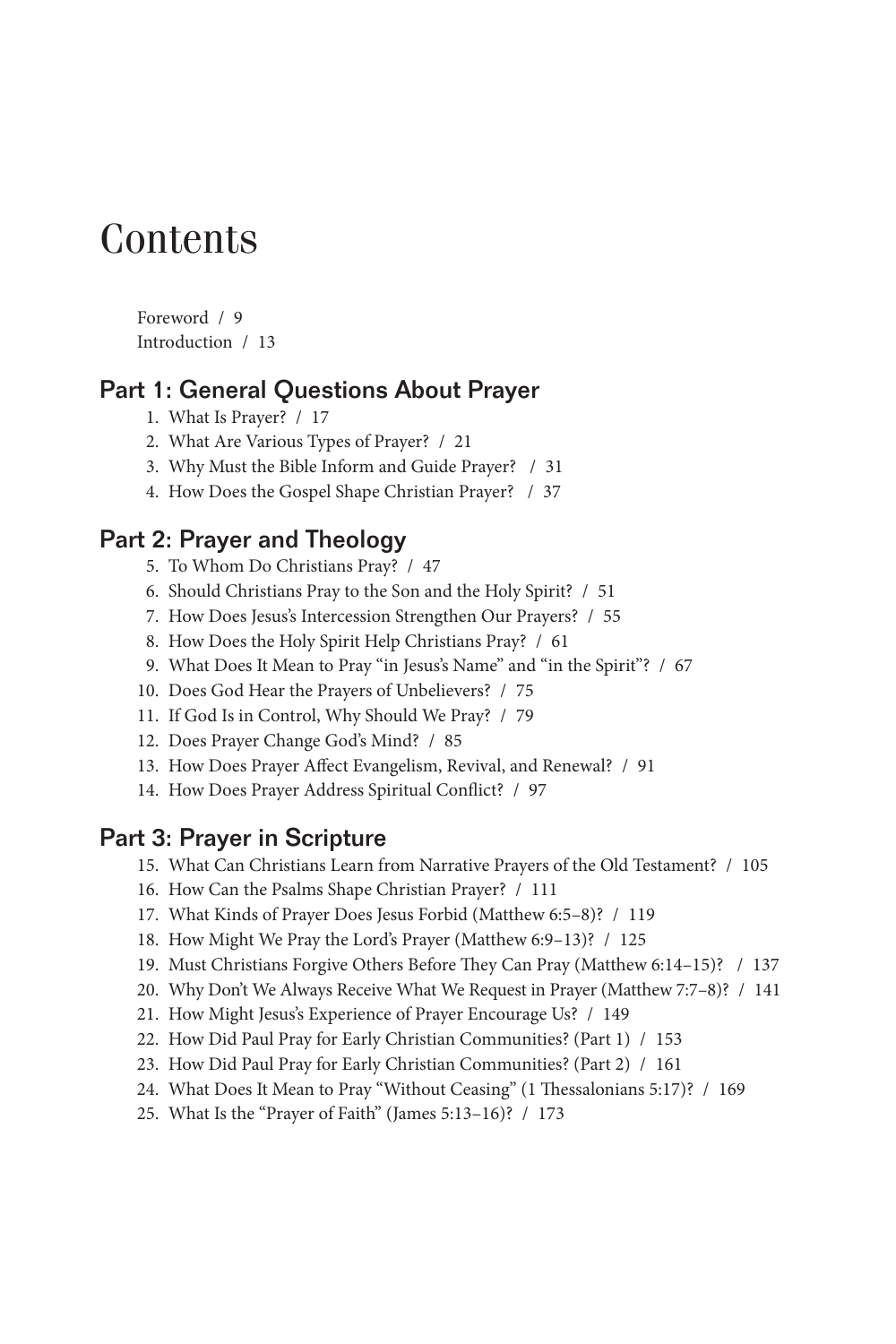# Contents

Foreword / 9
Introduction / 13

## Part 1: General Questions About Prayer

1. What Is Prayer? / 17
2. What Are Various Types of Prayer? / 21
3. Why Must the Bible Inform and Guide Prayer? / 31
4. How Does the Gospel Shape Christian Prayer? / 37

## Part 2: Prayer and Theology

5. To Whom Do Christians Pray? / 47
6. Should Christians Pray to the Son and the Holy Spirit? / 51
7. How Does Jesus's Intercession Strengthen Our Prayers? / 55
8. How Does the Holy Spirit Help Christians Pray? / 61
9. What Does It Mean to Pray "in Jesus's Name" and "in the Spirit"? / 67
10. Does God Hear the Prayers of Unbelievers? / 75
11. If God Is in Control, Why Should We Pray? / 79
12. Does Prayer Change God's Mind? / 85
13. How Does Prayer Affect Evangelism, Revival, and Renewal? / 91
14. How Does Prayer Address Spiritual Conflict? / 97

## Part 3: Prayer in Scripture

15. What Can Christians Learn from Narrative Prayers of the Old Testament? / 105
16. How Can the Psalms Shape Christian Prayer? / 111
17. What Kinds of Prayer Does Jesus Forbid (Matthew 6:5–8)? / 119
18. How Might We Pray the Lord's Prayer (Matthew 6:9–13)? / 125
19. Must Christians Forgive Others Before They Can Pray (Matthew 6:14–15)? / 137
20. Why Don't We Always Receive What We Request in Prayer (Matthew 7:7–8)? / 141
21. How Might Jesus's Experience of Prayer Encourage Us? / 149
22. How Did Paul Pray for Early Christian Communities? (Part 1) / 153
23. How Did Paul Pray for Early Christian Communities? (Part 2) / 161
24. What Does It Mean to Pray "Without Ceasing" (1 Thessalonians 5:17)? / 169
25. What Is the "Prayer of Faith" (James 5:13–16)? / 173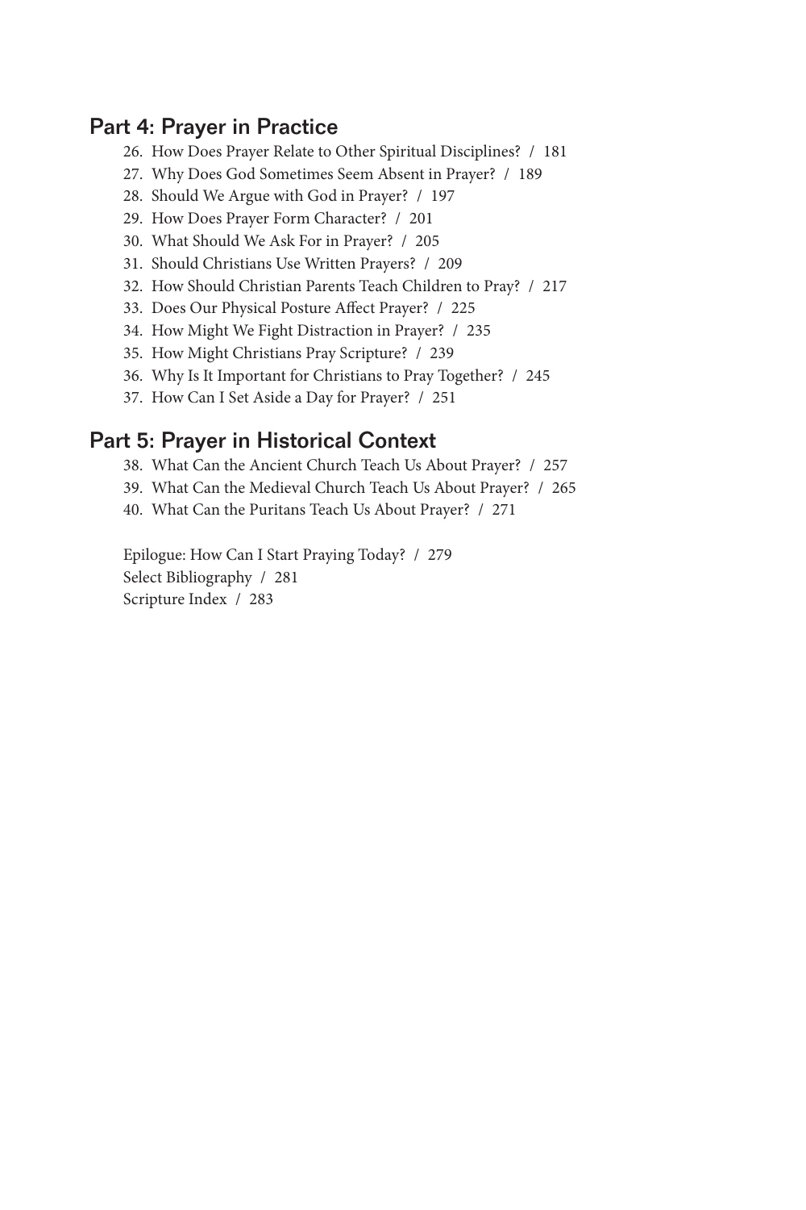## Part 4: Prayer in Practice

26. How Does Prayer Relate to Other Spiritual Disciplines? / 181
27. Why Does God Sometimes Seem Absent in Prayer? / 189
28. Should We Argue with God in Prayer? / 197
29. How Does Prayer Form Character? / 201
30. What Should We Ask For in Prayer? / 205
31. Should Christians Use Written Prayers? / 209
32. How Should Christian Parents Teach Children to Pray? / 217
33. Does Our Physical Posture Affect Prayer? / 225
34. How Might We Fight Distraction in Prayer? / 235
35. How Might Christians Pray Scripture? / 239
36. Why Is It Important for Christians to Pray Together? / 245
37. How Can I Set Aside a Day for Prayer? / 251

## Part 5: Prayer in Historical Context

38. What Can the Ancient Church Teach Us About Prayer? / 257
39. What Can the Medieval Church Teach Us About Prayer? / 265
40. What Can the Puritans Teach Us About Prayer? / 271

Epilogue: How Can I Start Praying Today? / 279
Select Bibliography / 281
Scripture Index / 283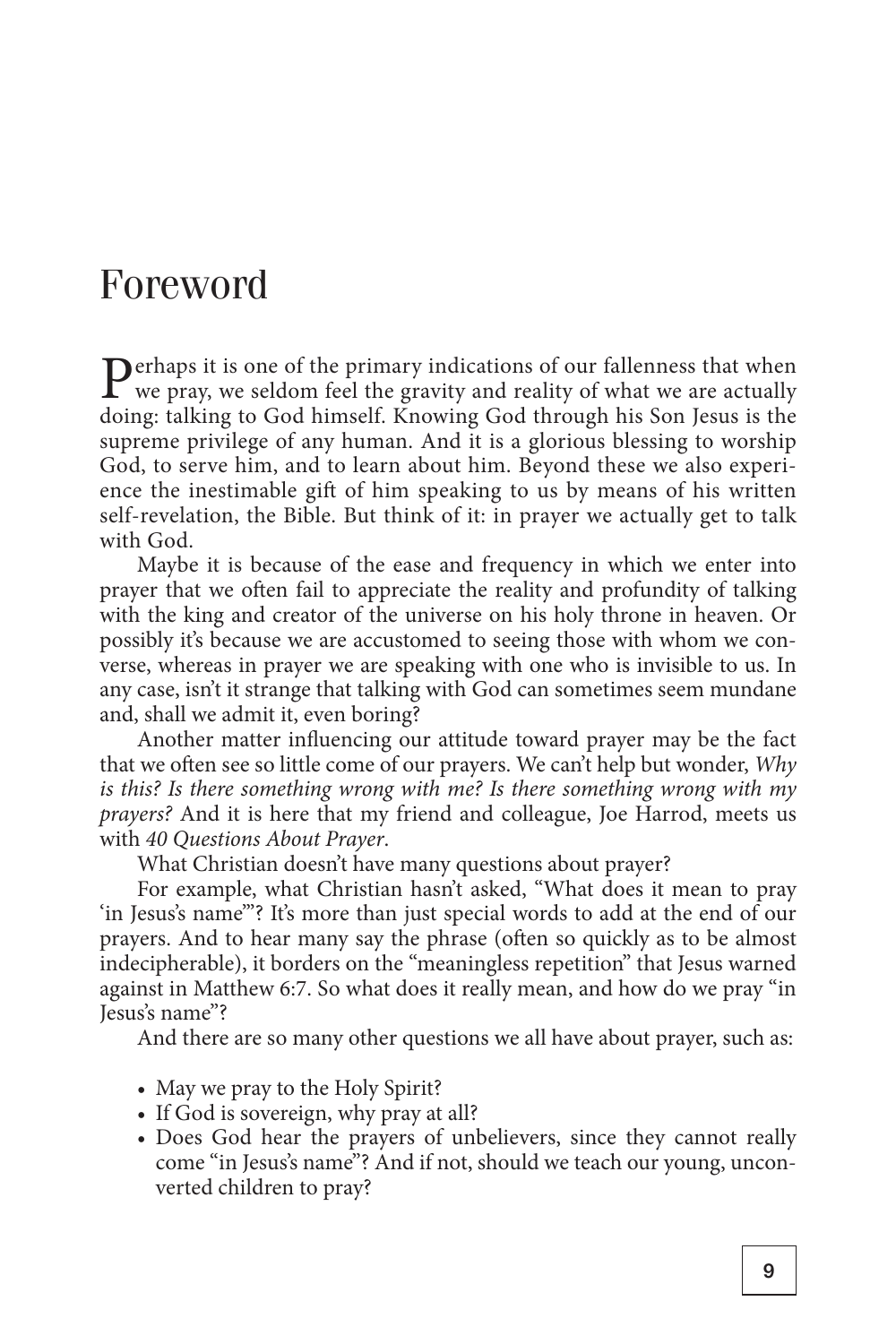# Foreword

Perhaps it is one of the primary indications of our fallenness that when we pray, we seldom feel the gravity and reality of what we are actually doing: talking to God himself. Knowing God through his Son Jesus is the supreme privilege of any human. And it is a glorious blessing to worship God, to serve him, and to learn about him. Beyond these we also experience the inestimable gift of him speaking to us by means of his written self-revelation, the Bible. But think of it: in prayer we actually get to talk with God.

Maybe it is because of the ease and frequency in which we enter into prayer that we often fail to appreciate the reality and profundity of talking with the king and creator of the universe on his holy throne in heaven. Or possibly it's because we are accustomed to seeing those with whom we converse, whereas in prayer we are speaking with one who is invisible to us. In any case, isn't it strange that talking with God can sometimes seem mundane and, shall we admit it, even boring?

Another matter influencing our attitude toward prayer may be the fact that we often see so little come of our prayers. We can't help but wonder, *Why is this? Is there something wrong with me? Is there something wrong with my prayers?* And it is here that my friend and colleague, Joe Harrod, meets us with *40 Questions About Prayer*.

What Christian doesn't have many questions about prayer?

For example, what Christian hasn't asked, "What does it mean to pray 'in Jesus's name'"? It's more than just special words to add at the end of our prayers. And to hear many say the phrase (often so quickly as to be almost indecipherable), it borders on the "meaningless repetition" that Jesus warned against in Matthew 6:7. So what does it really mean, and how do we pray "in Jesus's name"?

And there are so many other questions we all have about prayer, such as:

- May we pray to the Holy Spirit?
- If God is sovereign, why pray at all?
- Does God hear the prayers of unbelievers, since they cannot really come "in Jesus's name"? And if not, should we teach our young, unconverted children to pray?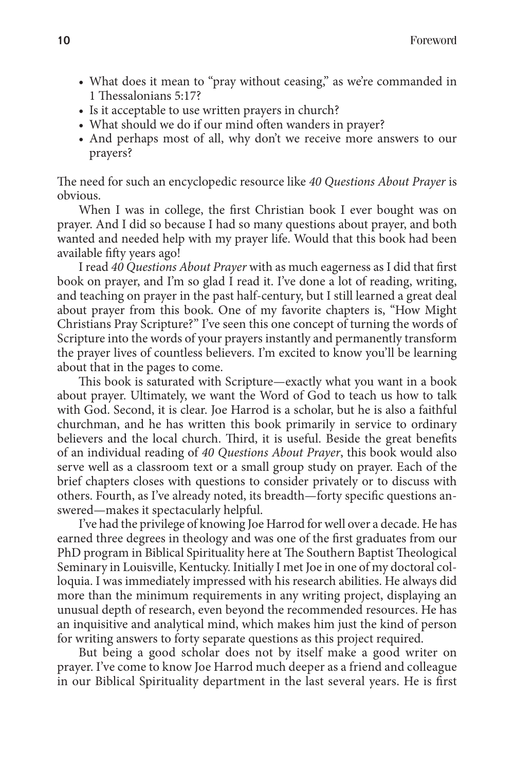- What does it mean to "pray without ceasing," as we're commanded in 1 Thessalonians 5:17?
- Is it acceptable to use written prayers in church?
- What should we do if our mind often wanders in prayer?
- And perhaps most of all, why don't we receive more answers to our prayers?

The need for such an encyclopedic resource like *40 Questions About Prayer* is obvious.

When I was in college, the first Christian book I ever bought was on prayer. And I did so because I had so many questions about prayer, and both wanted and needed help with my prayer life. Would that this book had been available fifty years ago!

I read *40 Questions About Prayer* with as much eagerness as I did that first book on prayer, and I'm so glad I read it. I've done a lot of reading, writing, and teaching on prayer in the past half-century, but I still learned a great deal about prayer from this book. One of my favorite chapters is, "How Might Christians Pray Scripture?" I've seen this one concept of turning the words of Scripture into the words of your prayers instantly and permanently transform the prayer lives of countless believers. I'm excited to know you'll be learning about that in the pages to come.

This book is saturated with Scripture—exactly what you want in a book about prayer. Ultimately, we want the Word of God to teach us how to talk with God. Second, it is clear. Joe Harrod is a scholar, but he is also a faithful churchman, and he has written this book primarily in service to ordinary believers and the local church. Third, it is useful. Beside the great benefits of an individual reading of *40 Questions About Prayer*, this book would also serve well as a classroom text or a small group study on prayer. Each of the brief chapters closes with questions to consider privately or to discuss with others. Fourth, as I've already noted, its breadth—forty specific questions answered—makes it spectacularly helpful.

I've had the privilege of knowing Joe Harrod for well over a decade. He has earned three degrees in theology and was one of the first graduates from our PhD program in Biblical Spirituality here at The Southern Baptist Theological Seminary in Louisville, Kentucky. Initially I met Joe in one of my doctoral colloquia. I was immediately impressed with his research abilities. He always did more than the minimum requirements in any writing project, displaying an unusual depth of research, even beyond the recommended resources. He has an inquisitive and analytical mind, which makes him just the kind of person for writing answers to forty separate questions as this project required.

But being a good scholar does not by itself make a good writer on prayer. I've come to know Joe Harrod much deeper as a friend and colleague in our Biblical Spirituality department in the last several years. He is first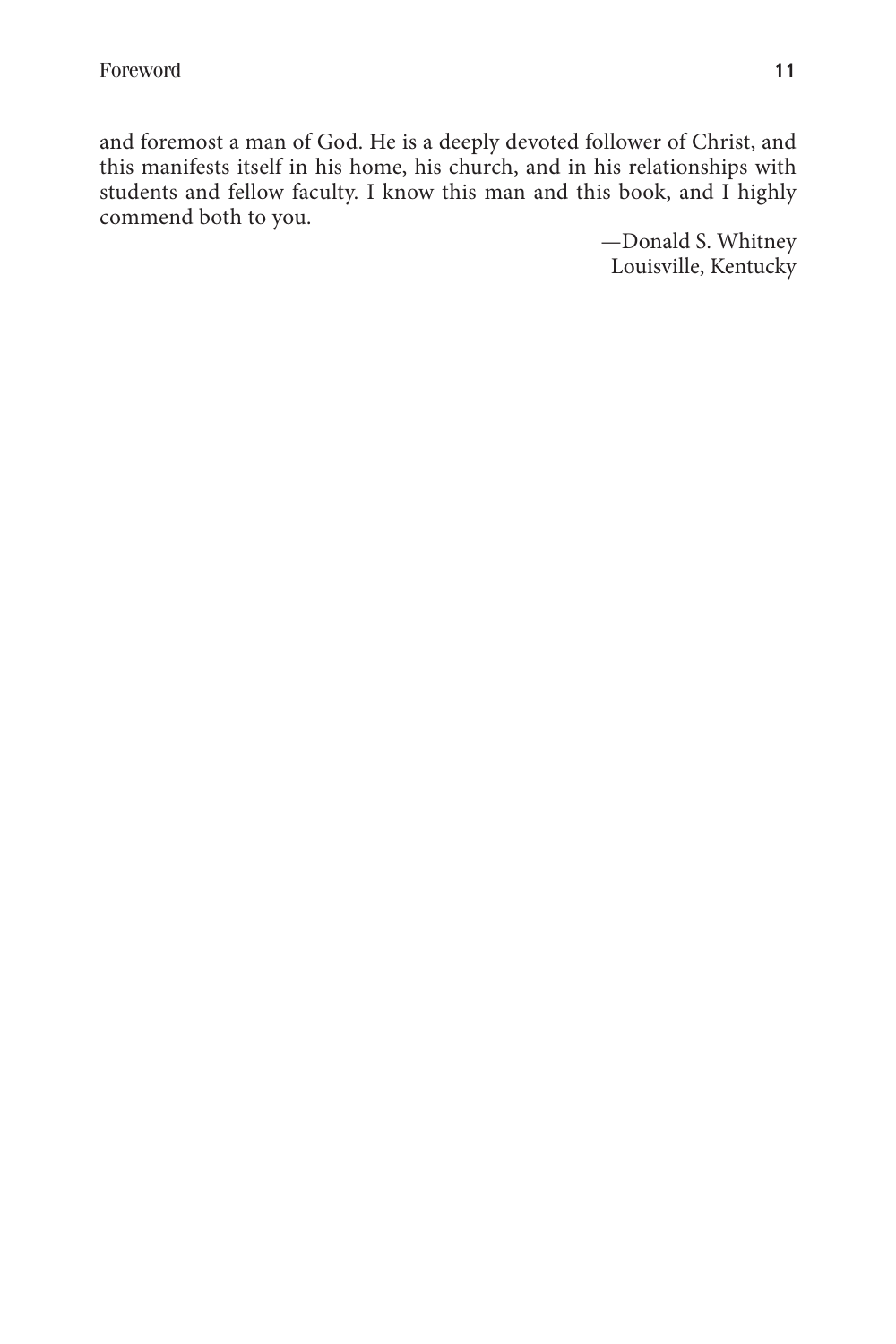and foremost a man of God. He is a deeply devoted follower of Christ, and this manifests itself in his home, his church, and in his relationships with students and fellow faculty. I know this man and this book, and I highly commend both to you.

—Donald S. Whitney
Louisville, Kentucky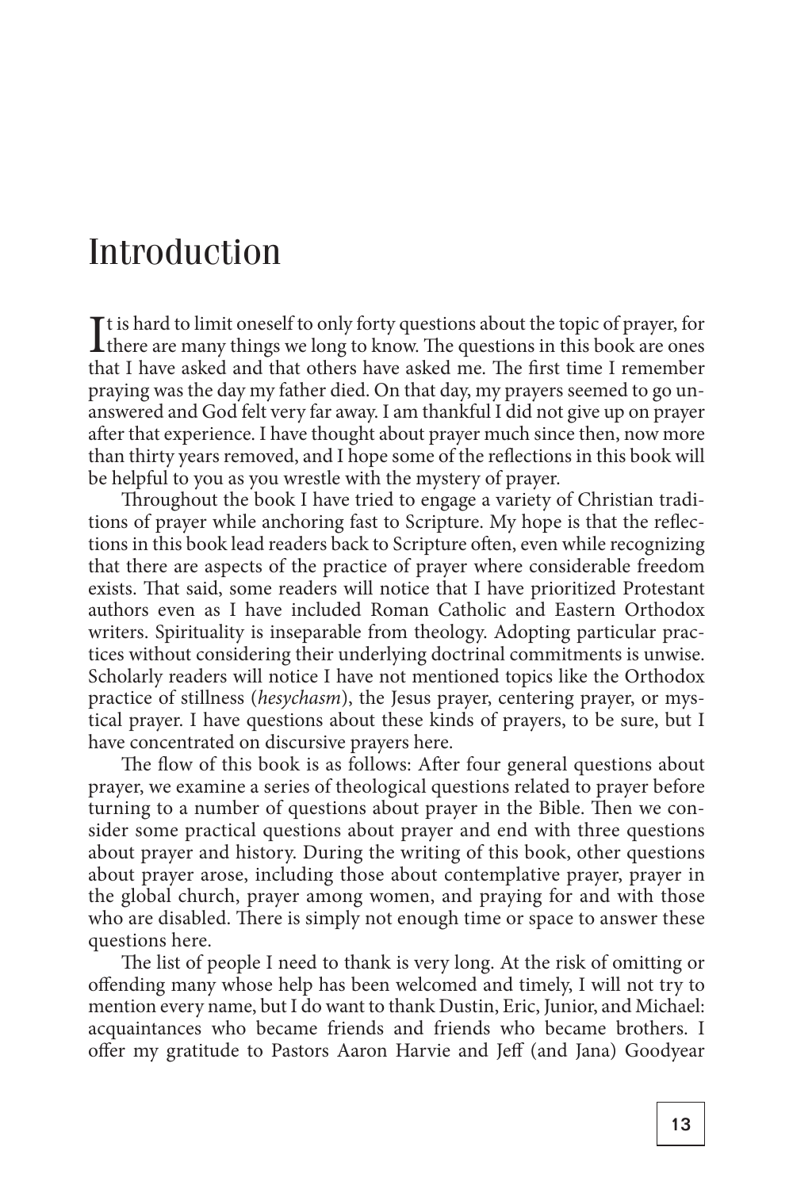# Introduction

It is hard to limit oneself to only forty questions about the topic of prayer, for there are many things we long to know. The questions in this book are ones that I have asked and that others have asked me. The first time I remember praying was the day my father died. On that day, my prayers seemed to go unanswered and God felt very far away. I am thankful I did not give up on prayer after that experience. I have thought about prayer much since then, now more than thirty years removed, and I hope some of the reflections in this book will be helpful to you as you wrestle with the mystery of prayer.

Throughout the book I have tried to engage a variety of Christian traditions of prayer while anchoring fast to Scripture. My hope is that the reflections in this book lead readers back to Scripture often, even while recognizing that there are aspects of the practice of prayer where considerable freedom exists. That said, some readers will notice that I have prioritized Protestant authors even as I have included Roman Catholic and Eastern Orthodox writers. Spirituality is inseparable from theology. Adopting particular practices without considering their underlying doctrinal commitments is unwise. Scholarly readers will notice I have not mentioned topics like the Orthodox practice of stillness (*hesychasm*), the Jesus prayer, centering prayer, or mystical prayer. I have questions about these kinds of prayers, to be sure, but I have concentrated on discursive prayers here.

The flow of this book is as follows: After four general questions about prayer, we examine a series of theological questions related to prayer before turning to a number of questions about prayer in the Bible. Then we consider some practical questions about prayer and end with three questions about prayer and history. During the writing of this book, other questions about prayer arose, including those about contemplative prayer, prayer in the global church, prayer among women, and praying for and with those who are disabled. There is simply not enough time or space to answer these questions here.

The list of people I need to thank is very long. At the risk of omitting or offending many whose help has been welcomed and timely, I will not try to mention every name, but I do want to thank Dustin, Eric, Junior, and Michael: acquaintances who became friends and friends who became brothers. I offer my gratitude to Pastors Aaron Harvie and Jeff (and Jana) Goodyear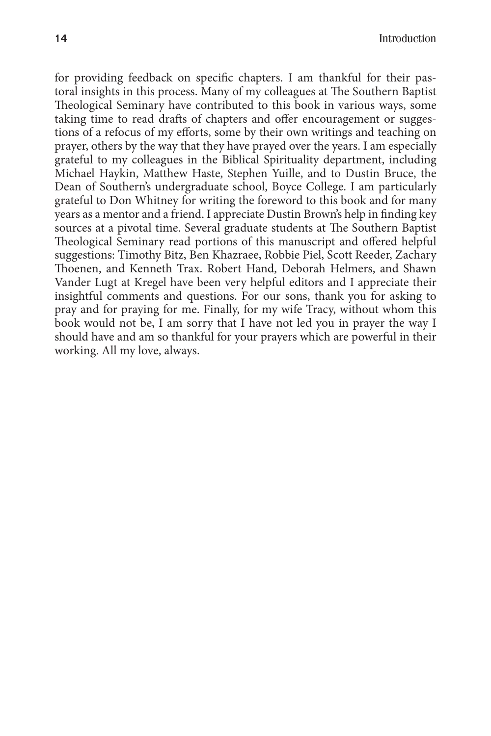for providing feedback on specific chapters. I am thankful for their pastoral insights in this process. Many of my colleagues at The Southern Baptist Theological Seminary have contributed to this book in various ways, some taking time to read drafts of chapters and offer encouragement or suggestions of a refocus of my efforts, some by their own writings and teaching on prayer, others by the way that they have prayed over the years. I am especially grateful to my colleagues in the Biblical Spirituality department, including Michael Haykin, Matthew Haste, Stephen Yuille, and to Dustin Bruce, the Dean of Southern's undergraduate school, Boyce College. I am particularly grateful to Don Whitney for writing the foreword to this book and for many years as a mentor and a friend. I appreciate Dustin Brown's help in finding key sources at a pivotal time. Several graduate students at The Southern Baptist Theological Seminary read portions of this manuscript and offered helpful suggestions: Timothy Bitz, Ben Khazraee, Robbie Piel, Scott Reeder, Zachary Thoenen, and Kenneth Trax. Robert Hand, Deborah Helmers, and Shawn Vander Lugt at Kregel have been very helpful editors and I appreciate their insightful comments and questions. For our sons, thank you for asking to pray and for praying for me. Finally, for my wife Tracy, without whom this book would not be, I am sorry that I have not led you in prayer the way I should have and am so thankful for your prayers which are powerful in their working. All my love, always.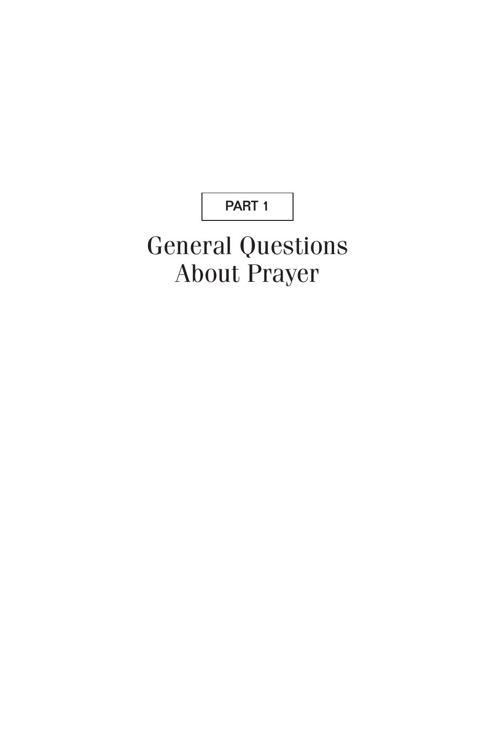**PART 1**

# General Questions About Prayer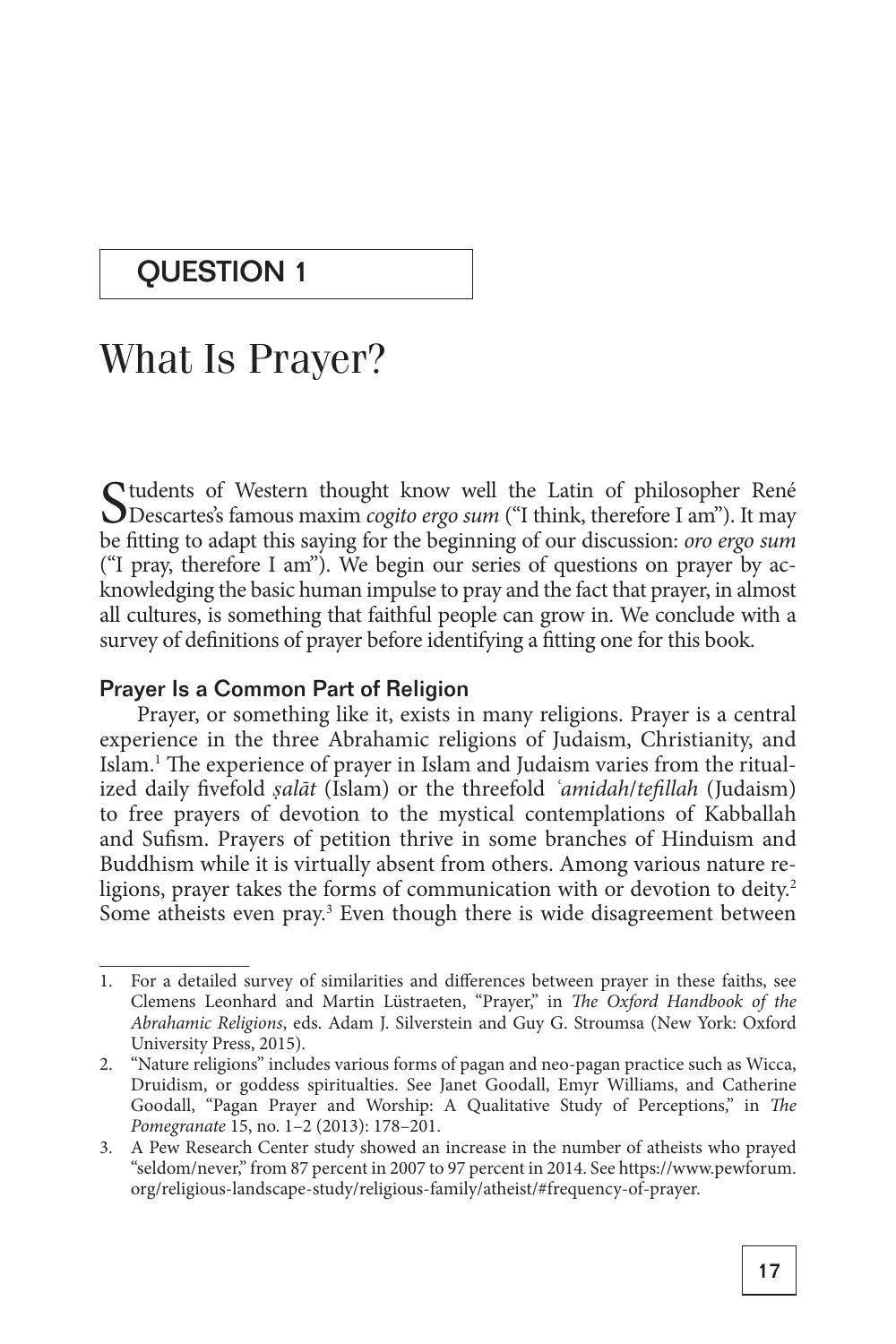## QUESTION 1

# What Is Prayer?

Students of Western thought know well the Latin of philosopher René Descartes's famous maxim *cogito ergo sum* ("I think, therefore I am"). It may be fitting to adapt this saying for the beginning of our discussion: *oro ergo sum* ("I pray, therefore I am"). We begin our series of questions on prayer by acknowledging the basic human impulse to pray and the fact that prayer, in almost all cultures, is something that faithful people can grow in. We conclude with a survey of definitions of prayer before identifying a fitting one for this book.

### Prayer Is a Common Part of Religion

Prayer, or something like it, exists in many religions. Prayer is a central experience in the three Abrahamic religions of Judaism, Christianity, and Islam.[1] The experience of prayer in Islam and Judaism varies from the ritualized daily fivefold *ṣalāt* (Islam) or the threefold *ʿamidah/tefillah* (Judaism) to free prayers of devotion to the mystical contemplations of Kabballah and Sufism. Prayers of petition thrive in some branches of Hinduism and Buddhism while it is virtually absent from others. Among various nature religions, prayer takes the forms of communication with or devotion to deity.[2] Some atheists even pray.[3] Even though there is wide disagreement between

---

1. For a detailed survey of similarities and differences between prayer in these faiths, see Clemens Leonhard and Martin Lüstraeten, "Prayer," in *The Oxford Handbook of the Abrahamic Religions*, eds. Adam J. Silverstein and Guy G. Stroumsa (New York: Oxford University Press, 2015).
2. "Nature religions" includes various forms of pagan and neo-pagan practice such as Wicca, Druidism, or goddess spiritualties. See Janet Goodall, Emyr Williams, and Catherine Goodall, "Pagan Prayer and Worship: A Qualitative Study of Perceptions," in *The Pomegranate* 15, no. 1–2 (2013): 178–201.
3. A Pew Research Center study showed an increase in the number of atheists who prayed "seldom/never," from 87 percent in 2007 to 97 percent in 2014. See https://www.pewforum.org/religious-landscape-study/religious-family/atheist/#frequency-of-prayer.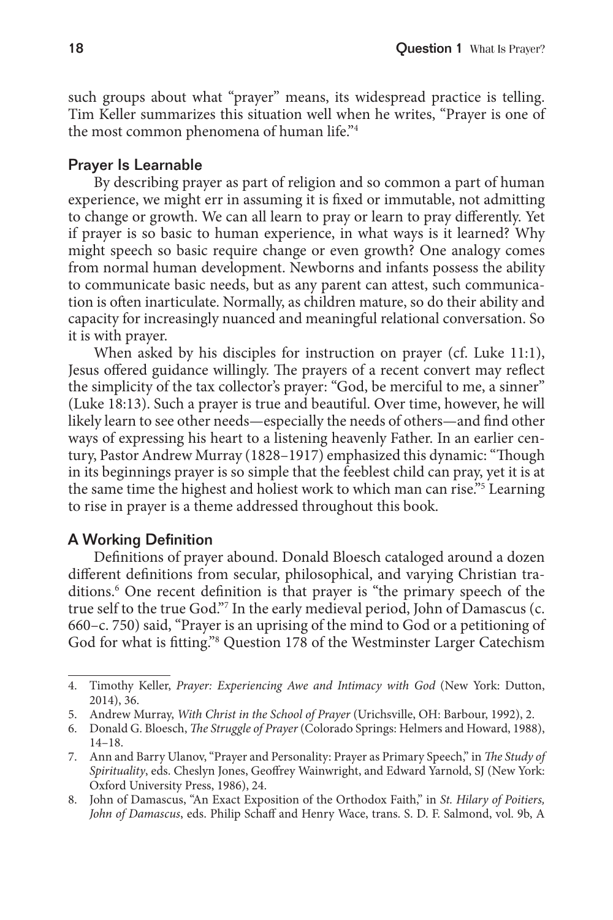such groups about what "prayer" means, its widespread practice is telling. Tim Keller summarizes this situation well when he writes, "Prayer is one of the most common phenomena of human life."[4]

## Prayer Is Learnable

By describing prayer as part of religion and so common a part of human experience, we might err in assuming it is fixed or immutable, not admitting to change or growth. We can all learn to pray or learn to pray differently. Yet if prayer is so basic to human experience, in what ways is it learned? Why might speech so basic require change or even growth? One analogy comes from normal human development. Newborns and infants possess the ability to communicate basic needs, but as any parent can attest, such communication is often inarticulate. Normally, as children mature, so do their ability and capacity for increasingly nuanced and meaningful relational conversation. So it is with prayer.

When asked by his disciples for instruction on prayer (cf. Luke 11:1), Jesus offered guidance willingly. The prayers of a recent convert may reflect the simplicity of the tax collector's prayer: "God, be merciful to me, a sinner" (Luke 18:13). Such a prayer is true and beautiful. Over time, however, he will likely learn to see other needs—especially the needs of others—and find other ways of expressing his heart to a listening heavenly Father. In an earlier century, Pastor Andrew Murray (1828–1917) emphasized this dynamic: "Though in its beginnings prayer is so simple that the feeblest child can pray, yet it is at the same time the highest and holiest work to which man can rise."[5] Learning to rise in prayer is a theme addressed throughout this book.

## A Working Definition

Definitions of prayer abound. Donald Bloesch cataloged around a dozen different definitions from secular, philosophical, and varying Christian traditions.[6] One recent definition is that prayer is "the primary speech of the true self to the true God."[7] In the early medieval period, John of Damascus (c. 660–c. 750) said, "Prayer is an uprising of the mind to God or a petitioning of God for what is fitting."[8] Question 178 of the Westminster Larger Catechism

---

4. Timothy Keller, *Prayer: Experiencing Awe and Intimacy with God* (New York: Dutton, 2014), 36.
5. Andrew Murray, *With Christ in the School of Prayer* (Urichsville, OH: Barbour, 1992), 2.
6. Donald G. Bloesch, *The Struggle of Prayer* (Colorado Springs: Helmers and Howard, 1988), 14–18.
7. Ann and Barry Ulanov, "Prayer and Personality: Prayer as Primary Speech," in *The Study of Spirituality*, eds. Cheslyn Jones, Geoffrey Wainwright, and Edward Yarnold, SJ (New York: Oxford University Press, 1986), 24.
8. John of Damascus, "An Exact Exposition of the Orthodox Faith," in *St. Hilary of Poitiers, John of Damascus*, eds. Philip Schaff and Henry Wace, trans. S. D. F. Salmond, vol. 9b, A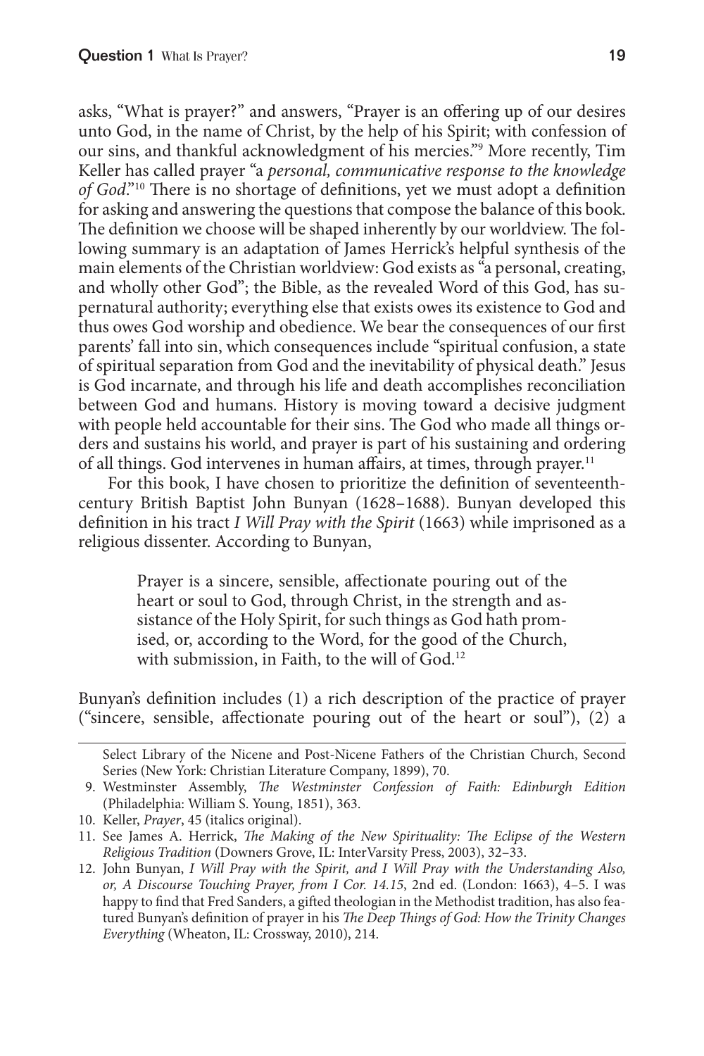asks, "What is prayer?" and answers, "Prayer is an offering up of our desires unto God, in the name of Christ, by the help of his Spirit; with confession of our sins, and thankful acknowledgment of his mercies."[9] More recently, Tim Keller has called prayer "a *personal, communicative response to the knowledge of God*."[10] There is no shortage of definitions, yet we must adopt a definition for asking and answering the questions that compose the balance of this book. The definition we choose will be shaped inherently by our worldview. The following summary is an adaptation of James Herrick's helpful synthesis of the main elements of the Christian worldview: God exists as "a personal, creating, and wholly other God"; the Bible, as the revealed Word of this God, has supernatural authority; everything else that exists owes its existence to God and thus owes God worship and obedience. We bear the consequences of our first parents' fall into sin, which consequences include "spiritual confusion, a state of spiritual separation from God and the inevitability of physical death." Jesus is God incarnate, and through his life and death accomplishes reconciliation between God and humans. History is moving toward a decisive judgment with people held accountable for their sins. The God who made all things orders and sustains his world, and prayer is part of his sustaining and ordering of all things. God intervenes in human affairs, at times, through prayer.[11]

For this book, I have chosen to prioritize the definition of seventeenth-century British Baptist John Bunyan (1628–1688). Bunyan developed this definition in his tract *I Will Pray with the Spirit* (1663) while imprisoned as a religious dissenter. According to Bunyan,

> Prayer is a sincere, sensible, affectionate pouring out of the heart or soul to God, through Christ, in the strength and assistance of the Holy Spirit, for such things as God hath promised, or, according to the Word, for the good of the Church, with submission, in Faith, to the will of God.[12]

Bunyan's definition includes (1) a rich description of the practice of prayer ("sincere, sensible, affectionate pouring out of the heart or soul"), (2) a

---

Select Library of the Nicene and Post-Nicene Fathers of the Christian Church, Second Series (New York: Christian Literature Company, 1899), 70.

9. Westminster Assembly, *The Westminster Confession of Faith: Edinburgh Edition* (Philadelphia: William S. Young, 1851), 363.
10. Keller, *Prayer*, 45 (italics original).
11. See James A. Herrick, *The Making of the New Spirituality: The Eclipse of the Western Religious Tradition* (Downers Grove, IL: InterVarsity Press, 2003), 32–33.
12. John Bunyan, *I Will Pray with the Spirit, and I Will Pray with the Understanding Also, or, A Discourse Touching Prayer, from I Cor. 14.15*, 2nd ed. (London: 1663), 4–5. I was happy to find that Fred Sanders, a gifted theologian in the Methodist tradition, has also featured Bunyan's definition of prayer in his *The Deep Things of God: How the Trinity Changes Everything* (Wheaton, IL: Crossway, 2010), 214.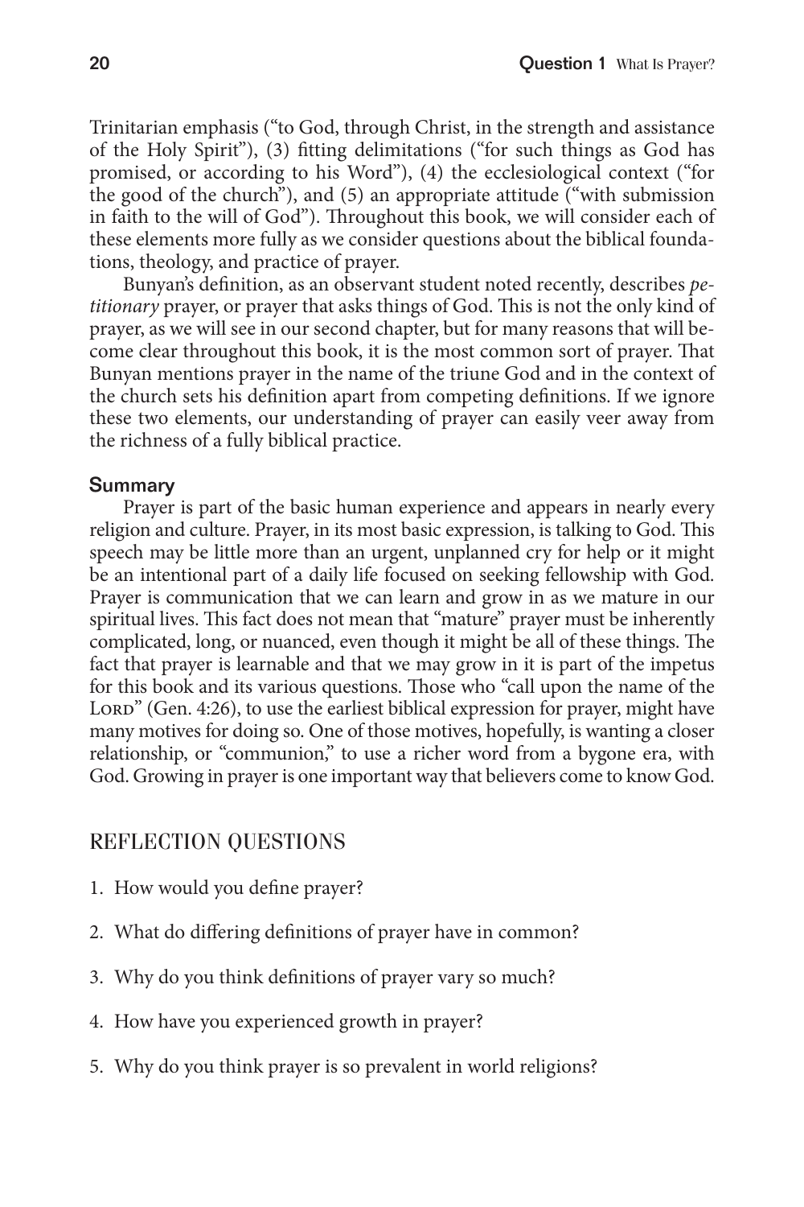Trinitarian emphasis ("to God, through Christ, in the strength and assistance of the Holy Spirit"), (3) fitting delimitations ("for such things as God has promised, or according to his Word"), (4) the ecclesiological context ("for the good of the church"), and (5) an appropriate attitude ("with submission in faith to the will of God"). Throughout this book, we will consider each of these elements more fully as we consider questions about the biblical foundations, theology, and practice of prayer.

Bunyan's definition, as an observant student noted recently, describes *petitionary* prayer, or prayer that asks things of God. This is not the only kind of prayer, as we will see in our second chapter, but for many reasons that will become clear throughout this book, it is the most common sort of prayer. That Bunyan mentions prayer in the name of the triune God and in the context of the church sets his definition apart from competing definitions. If we ignore these two elements, our understanding of prayer can easily veer away from the richness of a fully biblical practice.

### Summary

Prayer is part of the basic human experience and appears in nearly every religion and culture. Prayer, in its most basic expression, is talking to God. This speech may be little more than an urgent, unplanned cry for help or it might be an intentional part of a daily life focused on seeking fellowship with God. Prayer is communication that we can learn and grow in as we mature in our spiritual lives. This fact does not mean that "mature" prayer must be inherently complicated, long, or nuanced, even though it might be all of these things. The fact that prayer is learnable and that we may grow in it is part of the impetus for this book and its various questions. Those who "call upon the name of the LORD" (Gen. 4:26), to use the earliest biblical expression for prayer, might have many motives for doing so. One of those motives, hopefully, is wanting a closer relationship, or "communion," to use a richer word from a bygone era, with God. Growing in prayer is one important way that believers come to know God.

## REFLECTION QUESTIONS

1. How would you define prayer?
2. What do differing definitions of prayer have in common?
3. Why do you think definitions of prayer vary so much?
4. How have you experienced growth in prayer?
5. Why do you think prayer is so prevalent in world religions?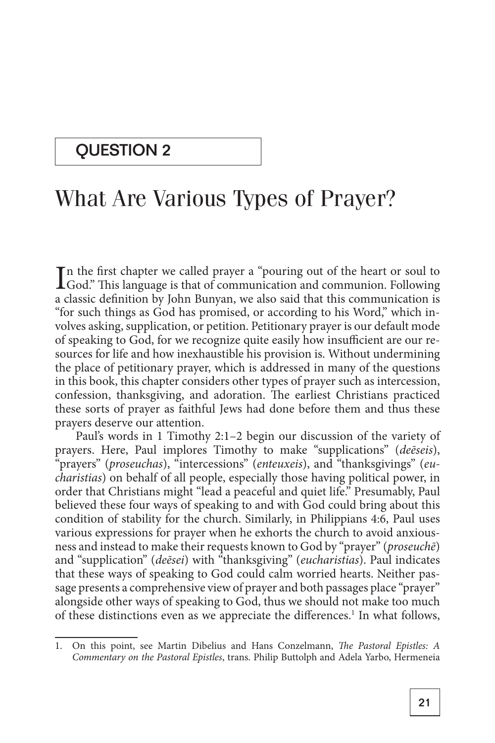## QUESTION 2

# What Are Various Types of Prayer?

In the first chapter we called prayer a "pouring out of the heart or soul to God." This language is that of communication and communion. Following a classic definition by John Bunyan, we also said that this communication is "for such things as God has promised, or according to his Word," which involves asking, supplication, or petition. Petitionary prayer is our default mode of speaking to God, for we recognize quite easily how insufficient are our resources for life and how inexhaustible his provision is. Without undermining the place of petitionary prayer, which is addressed in many of the questions in this book, this chapter considers other types of prayer such as intercession, confession, thanksgiving, and adoration. The earliest Christians practiced these sorts of prayer as faithful Jews had done before them and thus these prayers deserve our attention.

Paul's words in 1 Timothy 2:1–2 begin our discussion of the variety of prayers. Here, Paul implores Timothy to make "supplications" (*deēseis*), "prayers" (*proseuchas*), "intercessions" (*enteuxeis*), and "thanksgivings" (*eucharistias*) on behalf of all people, especially those having political power, in order that Christians might "lead a peaceful and quiet life." Presumably, Paul believed these four ways of speaking to and with God could bring about this condition of stability for the church. Similarly, in Philippians 4:6, Paul uses various expressions for prayer when he exhorts the church to avoid anxiousness and instead to make their requests known to God by "prayer" (*proseuchē*) and "supplication" (*deēsei*) with "thanksgiving" (*eucharistias*). Paul indicates that these ways of speaking to God could calm worried hearts. Neither passage presents a comprehensive view of prayer and both passages place "prayer" alongside other ways of speaking to God, thus we should not make too much of these distinctions even as we appreciate the differences.[1] In what follows,

1. On this point, see Martin Dibelius and Hans Conzelmann, *The Pastoral Epistles: A Commentary on the Pastoral Epistles*, trans. Philip Buttolph and Adela Yarbo, Hermeneia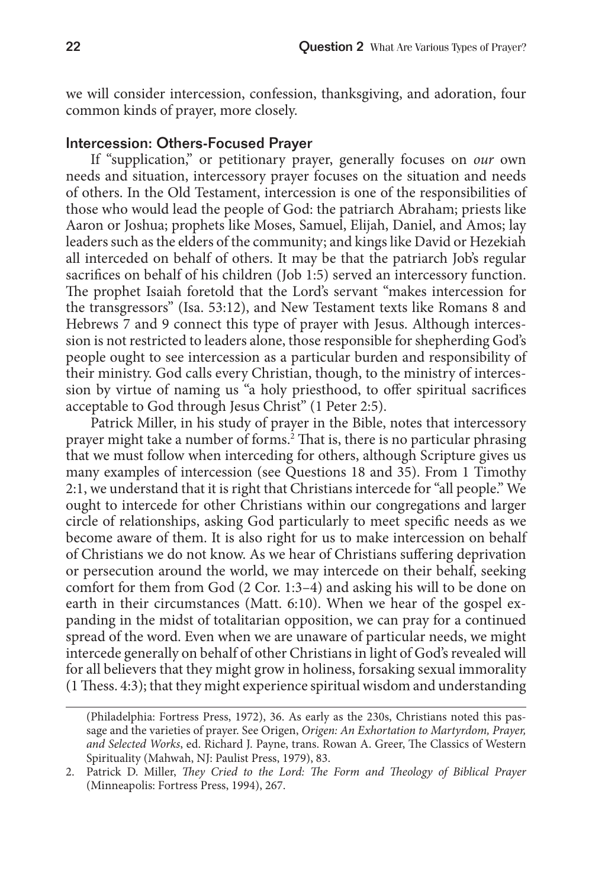we will consider intercession, confession, thanksgiving, and adoration, four common kinds of prayer, more closely.

### Intercession: Others-Focused Prayer

If "supplication," or petitionary prayer, generally focuses on *our* own needs and situation, intercessory prayer focuses on the situation and needs of others. In the Old Testament, intercession is one of the responsibilities of those who would lead the people of God: the patriarch Abraham; priests like Aaron or Joshua; prophets like Moses, Samuel, Elijah, Daniel, and Amos; lay leaders such as the elders of the community; and kings like David or Hezekiah all interceded on behalf of others. It may be that the patriarch Job's regular sacrifices on behalf of his children (Job 1:5) served an intercessory function. The prophet Isaiah foretold that the Lord's servant "makes intercession for the transgressors" (Isa. 53:12), and New Testament texts like Romans 8 and Hebrews 7 and 9 connect this type of prayer with Jesus. Although intercession is not restricted to leaders alone, those responsible for shepherding God's people ought to see intercession as a particular burden and responsibility of their ministry. God calls every Christian, though, to the ministry of intercession by virtue of naming us "a holy priesthood, to offer spiritual sacrifices acceptable to God through Jesus Christ" (1 Peter 2:5).

Patrick Miller, in his study of prayer in the Bible, notes that intercessory prayer might take a number of forms.[2] That is, there is no particular phrasing that we must follow when interceding for others, although Scripture gives us many examples of intercession (see Questions 18 and 35). From 1 Timothy 2:1, we understand that it is right that Christians intercede for "all people." We ought to intercede for other Christians within our congregations and larger circle of relationships, asking God particularly to meet specific needs as we become aware of them. It is also right for us to make intercession on behalf of Christians we do not know. As we hear of Christians suffering deprivation or persecution around the world, we may intercede on their behalf, seeking comfort for them from God (2 Cor. 1:3–4) and asking his will to be done on earth in their circumstances (Matt. 6:10). When we hear of the gospel expanding in the midst of totalitarian opposition, we can pray for a continued spread of the word. Even when we are unaware of particular needs, we might intercede generally on behalf of other Christians in light of God's revealed will for all believers that they might grow in holiness, forsaking sexual immorality (1 Thess. 4:3); that they might experience spiritual wisdom and understanding

---

(Philadelphia: Fortress Press, 1972), 36. As early as the 230s, Christians noted this passage and the varieties of prayer. See Origen, *Origen: An Exhortation to Martyrdom, Prayer, and Selected Works*, ed. Richard J. Payne, trans. Rowan A. Greer, The Classics of Western Spirituality (Mahwah, NJ: Paulist Press, 1979), 83.

2. Patrick D. Miller, *They Cried to the Lord: The Form and Theology of Biblical Prayer* (Minneapolis: Fortress Press, 1994), 267.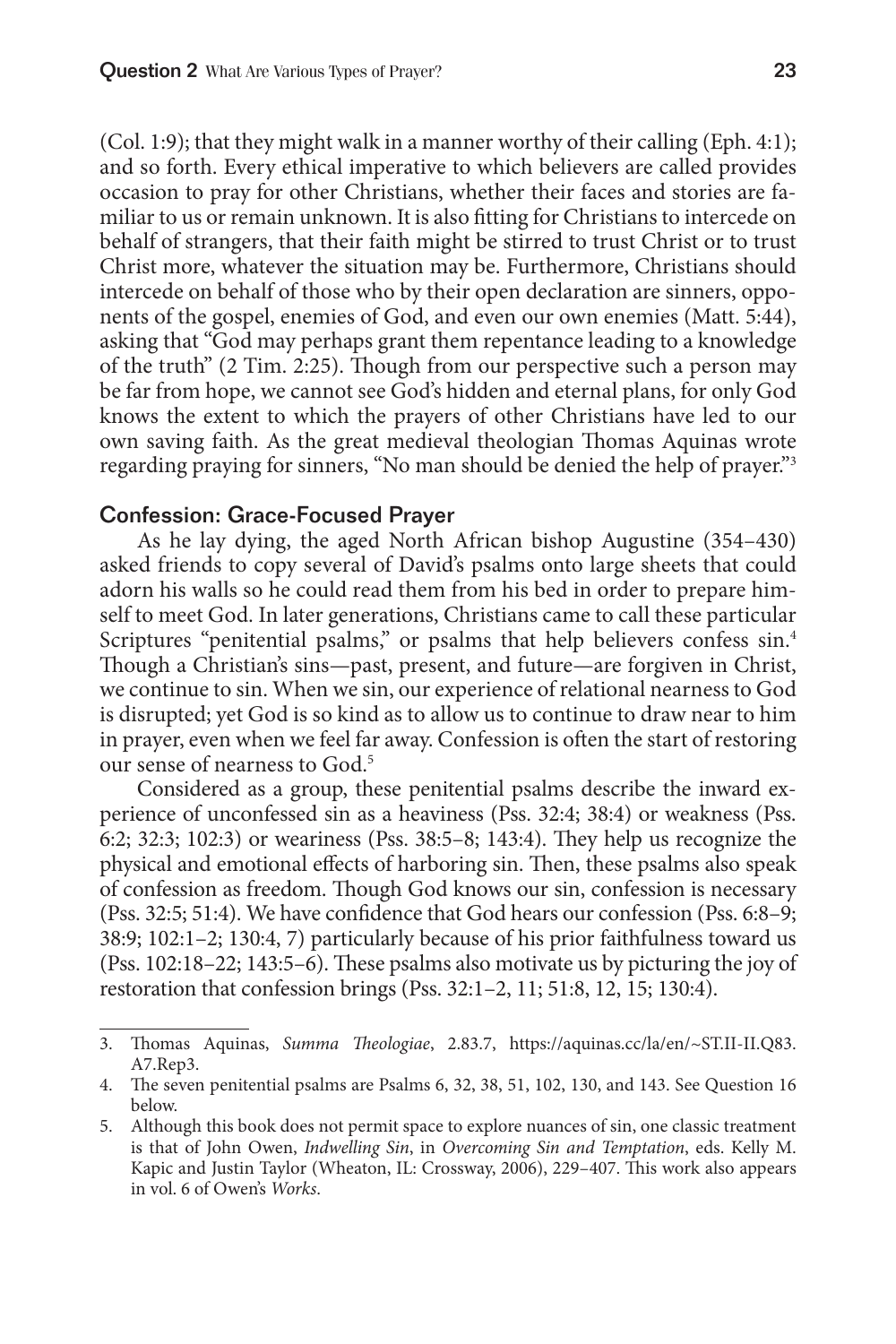(Col. 1:9); that they might walk in a manner worthy of their calling (Eph. 4:1); and so forth. Every ethical imperative to which believers are called provides occasion to pray for other Christians, whether their faces and stories are familiar to us or remain unknown. It is also fitting for Christians to intercede on behalf of strangers, that their faith might be stirred to trust Christ or to trust Christ more, whatever the situation may be. Furthermore, Christians should intercede on behalf of those who by their open declaration are sinners, opponents of the gospel, enemies of God, and even our own enemies (Matt. 5:44), asking that "God may perhaps grant them repentance leading to a knowledge of the truth" (2 Tim. 2:25). Though from our perspective such a person may be far from hope, we cannot see God's hidden and eternal plans, for only God knows the extent to which the prayers of other Christians have led to our own saving faith. As the great medieval theologian Thomas Aquinas wrote regarding praying for sinners, "No man should be denied the help of prayer."[3]

### Confession: Grace-Focused Prayer

As he lay dying, the aged North African bishop Augustine (354–430) asked friends to copy several of David's psalms onto large sheets that could adorn his walls so he could read them from his bed in order to prepare himself to meet God. In later generations, Christians came to call these particular Scriptures "penitential psalms," or psalms that help believers confess sin.[4] Though a Christian's sins—past, present, and future—are forgiven in Christ, we continue to sin. When we sin, our experience of relational nearness to God is disrupted; yet God is so kind as to allow us to continue to draw near to him in prayer, even when we feel far away. Confession is often the start of restoring our sense of nearness to God.[5]

Considered as a group, these penitential psalms describe the inward experience of unconfessed sin as a heaviness (Pss. 32:4; 38:4) or weakness (Pss. 6:2; 32:3; 102:3) or weariness (Pss. 38:5–8; 143:4). They help us recognize the physical and emotional effects of harboring sin. Then, these psalms also speak of confession as freedom. Though God knows our sin, confession is necessary (Pss. 32:5; 51:4). We have confidence that God hears our confession (Pss. 6:8–9; 38:9; 102:1–2; 130:4, 7) particularly because of his prior faithfulness toward us (Pss. 102:18–22; 143:5–6). These psalms also motivate us by picturing the joy of restoration that confession brings (Pss. 32:1–2, 11; 51:8, 12, 15; 130:4).

---

3. Thomas Aquinas, *Summa Theologiae*, 2.83.7, https://aquinas.cc/la/en/~ST.II-II.Q83.A7.Rep3.
4. The seven penitential psalms are Psalms 6, 32, 38, 51, 102, 130, and 143. See Question 16 below.
5. Although this book does not permit space to explore nuances of sin, one classic treatment is that of John Owen, *Indwelling Sin*, in *Overcoming Sin and Temptation*, eds. Kelly M. Kapic and Justin Taylor (Wheaton, IL: Crossway, 2006), 229–407. This work also appears in vol. 6 of Owen's *Works*.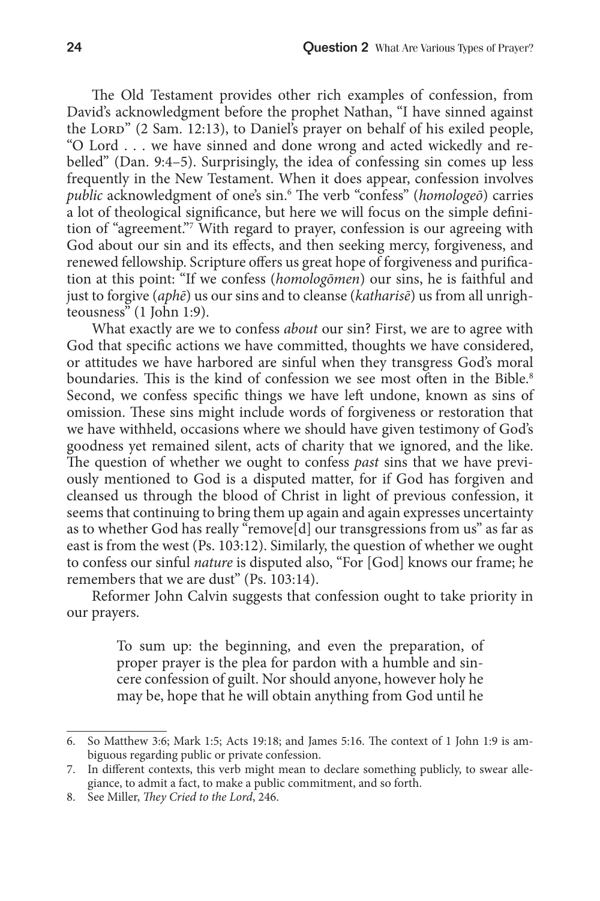The Old Testament provides other rich examples of confession, from David's acknowledgment before the prophet Nathan, "I have sinned against the LORD" (2 Sam. 12:13), to Daniel's prayer on behalf of his exiled people, "O Lord . . . we have sinned and done wrong and acted wickedly and rebelled" (Dan. 9:4–5). Surprisingly, the idea of confessing sin comes up less frequently in the New Testament. When it does appear, confession involves *public* acknowledgment of one's sin.[6] The verb "confess" (*homologeō*) carries a lot of theological significance, but here we will focus on the simple definition of "agreement."[7] With regard to prayer, confession is our agreeing with God about our sin and its effects, and then seeking mercy, forgiveness, and renewed fellowship. Scripture offers us great hope of forgiveness and purification at this point: "If we confess (*homologōmen*) our sins, he is faithful and just to forgive (*aphē*) us our sins and to cleanse (*katharisē*) us from all unrighteousness" (1 John 1:9).

What exactly are we to confess *about* our sin? First, we are to agree with God that specific actions we have committed, thoughts we have considered, or attitudes we have harbored are sinful when they transgress God's moral boundaries. This is the kind of confession we see most often in the Bible.[8] Second, we confess specific things we have left undone, known as sins of omission. These sins might include words of forgiveness or restoration that we have withheld, occasions where we should have given testimony of God's goodness yet remained silent, acts of charity that we ignored, and the like. The question of whether we ought to confess *past* sins that we have previously mentioned to God is a disputed matter, for if God has forgiven and cleansed us through the blood of Christ in light of previous confession, it seems that continuing to bring them up again and again expresses uncertainty as to whether God has really "remove[d] our transgressions from us" as far as east is from the west (Ps. 103:12). Similarly, the question of whether we ought to confess our sinful *nature* is disputed also, "For [God] knows our frame; he remembers that we are dust" (Ps. 103:14).

Reformer John Calvin suggests that confession ought to take priority in our prayers.

> To sum up: the beginning, and even the preparation, of proper prayer is the plea for pardon with a humble and sincere confession of guilt. Nor should anyone, however holy he may be, hope that he will obtain anything from God until he

---

6. So Matthew 3:6; Mark 1:5; Acts 19:18; and James 5:16. The context of 1 John 1:9 is ambiguous regarding public or private confession.
7. In different contexts, this verb might mean to declare something publicly, to swear allegiance, to admit a fact, to make a public commitment, and so forth.
8. See Miller, *They Cried to the Lord*, 246.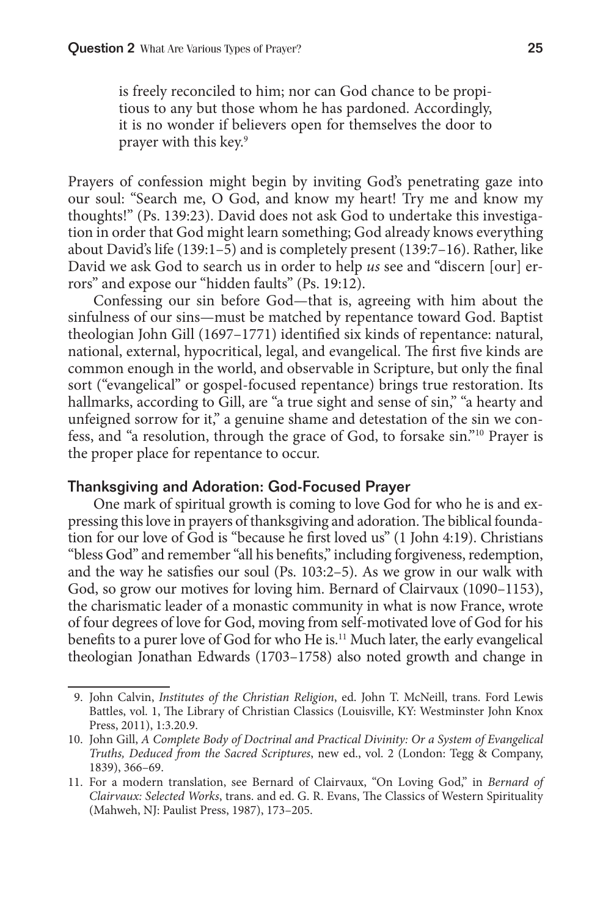> is freely reconciled to him; nor can God chance to be propitious to any but those whom he has pardoned. Accordingly, it is no wonder if believers open for themselves the door to prayer with this key.[9]

Prayers of confession might begin by inviting God's penetrating gaze into our soul: "Search me, O God, and know my heart! Try me and know my thoughts!" (Ps. 139:23). David does not ask God to undertake this investigation in order that God might learn something; God already knows everything about David's life (139:1–5) and is completely present (139:7–16). Rather, like David we ask God to search us in order to help *us* see and "discern [our] errors" and expose our "hidden faults" (Ps. 19:12).

Confessing our sin before God—that is, agreeing with him about the sinfulness of our sins—must be matched by repentance toward God. Baptist theologian John Gill (1697–1771) identified six kinds of repentance: natural, national, external, hypocritical, legal, and evangelical. The first five kinds are common enough in the world, and observable in Scripture, but only the final sort ("evangelical" or gospel-focused repentance) brings true restoration. Its hallmarks, according to Gill, are "a true sight and sense of sin," "a hearty and unfeigned sorrow for it," a genuine shame and detestation of the sin we confess, and "a resolution, through the grace of God, to forsake sin."[10] Prayer is the proper place for repentance to occur.

### Thanksgiving and Adoration: God-Focused Prayer

One mark of spiritual growth is coming to love God for who he is and expressing this love in prayers of thanksgiving and adoration. The biblical foundation for our love of God is "because he first loved us" (1 John 4:19). Christians "bless God" and remember "all his benefits," including forgiveness, redemption, and the way he satisfies our soul (Ps. 103:2–5). As we grow in our walk with God, so grow our motives for loving him. Bernard of Clairvaux (1090–1153), the charismatic leader of a monastic community in what is now France, wrote of four degrees of love for God, moving from self-motivated love of God for his benefits to a purer love of God for who He is.[11] Much later, the early evangelical theologian Jonathan Edwards (1703–1758) also noted growth and change in

---

9. John Calvin, *Institutes of the Christian Religion*, ed. John T. McNeill, trans. Ford Lewis Battles, vol. 1, The Library of Christian Classics (Louisville, KY: Westminster John Knox Press, 2011), 1:3.20.9.

10. John Gill, *A Complete Body of Doctrinal and Practical Divinity: Or a System of Evangelical Truths, Deduced from the Sacred Scriptures*, new ed., vol. 2 (London: Tegg & Company, 1839), 366–69.

11. For a modern translation, see Bernard of Clairvaux, "On Loving God," in *Bernard of Clairvaux: Selected Works*, trans. and ed. G. R. Evans, The Classics of Western Spirituality (Mahweh, NJ: Paulist Press, 1987), 173–205.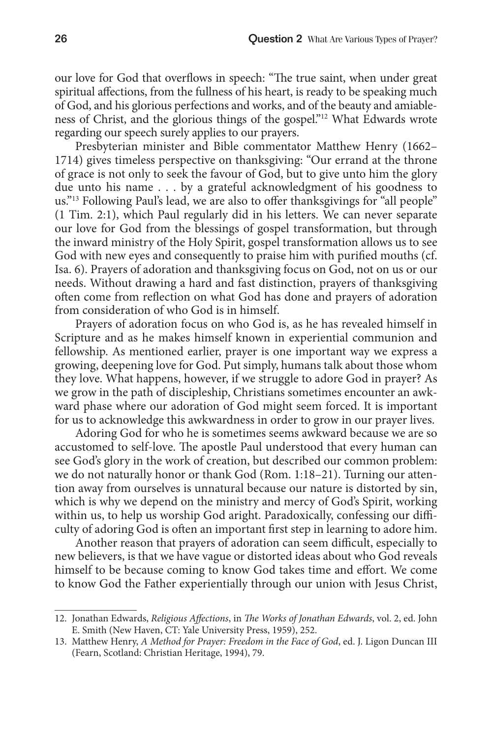our love for God that overflows in speech: "The true saint, when under great spiritual affections, from the fullness of his heart, is ready to be speaking much of God, and his glorious perfections and works, and of the beauty and amiableness of Christ, and the glorious things of the gospel."[12] What Edwards wrote regarding our speech surely applies to our prayers.

Presbyterian minister and Bible commentator Matthew Henry (1662–1714) gives timeless perspective on thanksgiving: "Our errand at the throne of grace is not only to seek the favour of God, but to give unto him the glory due unto his name . . . by a grateful acknowledgment of his goodness to us."[13] Following Paul's lead, we are also to offer thanksgivings for "all people" (1 Tim. 2:1), which Paul regularly did in his letters. We can never separate our love for God from the blessings of gospel transformation, but through the inward ministry of the Holy Spirit, gospel transformation allows us to see God with new eyes and consequently to praise him with purified mouths (cf. Isa. 6). Prayers of adoration and thanksgiving focus on God, not on us or our needs. Without drawing a hard and fast distinction, prayers of thanksgiving often come from reflection on what God has done and prayers of adoration from consideration of who God is in himself.

Prayers of adoration focus on who God is, as he has revealed himself in Scripture and as he makes himself known in experiential communion and fellowship. As mentioned earlier, prayer is one important way we express a growing, deepening love for God. Put simply, humans talk about those whom they love. What happens, however, if we struggle to adore God in prayer? As we grow in the path of discipleship, Christians sometimes encounter an awkward phase where our adoration of God might seem forced. It is important for us to acknowledge this awkwardness in order to grow in our prayer lives.

Adoring God for who he is sometimes seems awkward because we are so accustomed to self-love. The apostle Paul understood that every human can see God's glory in the work of creation, but described our common problem: we do not naturally honor or thank God (Rom. 1:18–21). Turning our attention away from ourselves is unnatural because our nature is distorted by sin, which is why we depend on the ministry and mercy of God's Spirit, working within us, to help us worship God aright. Paradoxically, confessing our difficulty of adoring God is often an important first step in learning to adore him.

Another reason that prayers of adoration can seem difficult, especially to new believers, is that we have vague or distorted ideas about who God reveals himself to be because coming to know God takes time and effort. We come to know God the Father experientially through our union with Jesus Christ,

---

12. Jonathan Edwards, *Religious Affections*, in *The Works of Jonathan Edwards*, vol. 2, ed. John E. Smith (New Haven, CT: Yale University Press, 1959), 252.
13. Matthew Henry, *A Method for Prayer: Freedom in the Face of God*, ed. J. Ligon Duncan III (Fearn, Scotland: Christian Heritage, 1994), 79.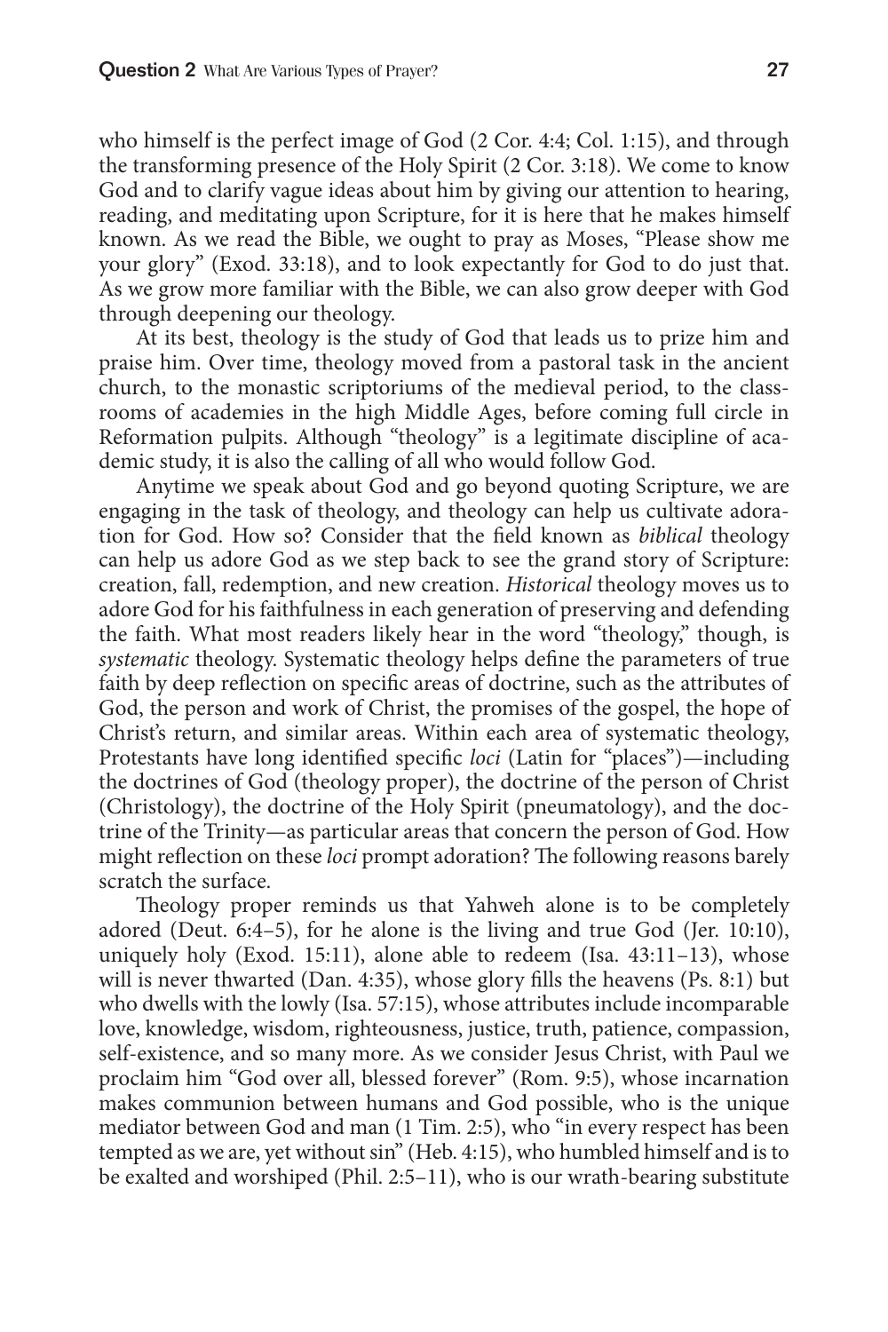who himself is the perfect image of God (2 Cor. 4:4; Col. 1:15), and through the transforming presence of the Holy Spirit (2 Cor. 3:18). We come to know God and to clarify vague ideas about him by giving our attention to hearing, reading, and meditating upon Scripture, for it is here that he makes himself known. As we read the Bible, we ought to pray as Moses, "Please show me your glory" (Exod. 33:18), and to look expectantly for God to do just that. As we grow more familiar with the Bible, we can also grow deeper with God through deepening our theology.

At its best, theology is the study of God that leads us to prize him and praise him. Over time, theology moved from a pastoral task in the ancient church, to the monastic scriptoriums of the medieval period, to the classrooms of academies in the high Middle Ages, before coming full circle in Reformation pulpits. Although "theology" is a legitimate discipline of academic study, it is also the calling of all who would follow God.

Anytime we speak about God and go beyond quoting Scripture, we are engaging in the task of theology, and theology can help us cultivate adoration for God. How so? Consider that the field known as *biblical* theology can help us adore God as we step back to see the grand story of Scripture: creation, fall, redemption, and new creation. *Historical* theology moves us to adore God for his faithfulness in each generation of preserving and defending the faith. What most readers likely hear in the word "theology," though, is *systematic* theology. Systematic theology helps define the parameters of true faith by deep reflection on specific areas of doctrine, such as the attributes of God, the person and work of Christ, the promises of the gospel, the hope of Christ's return, and similar areas. Within each area of systematic theology, Protestants have long identified specific *loci* (Latin for "places")—including the doctrines of God (theology proper), the doctrine of the person of Christ (Christology), the doctrine of the Holy Spirit (pneumatology), and the doctrine of the Trinity—as particular areas that concern the person of God. How might reflection on these *loci* prompt adoration? The following reasons barely scratch the surface.

Theology proper reminds us that Yahweh alone is to be completely adored (Deut. 6:4–5), for he alone is the living and true God (Jer. 10:10), uniquely holy (Exod. 15:11), alone able to redeem (Isa. 43:11–13), whose will is never thwarted (Dan. 4:35), whose glory fills the heavens (Ps. 8:1) but who dwells with the lowly (Isa. 57:15), whose attributes include incomparable love, knowledge, wisdom, righteousness, justice, truth, patience, compassion, self-existence, and so many more. As we consider Jesus Christ, with Paul we proclaim him "God over all, blessed forever" (Rom. 9:5), whose incarnation makes communion between humans and God possible, who is the unique mediator between God and man (1 Tim. 2:5), who "in every respect has been tempted as we are, yet without sin" (Heb. 4:15), who humbled himself and is to be exalted and worshiped (Phil. 2:5–11), who is our wrath-bearing substitute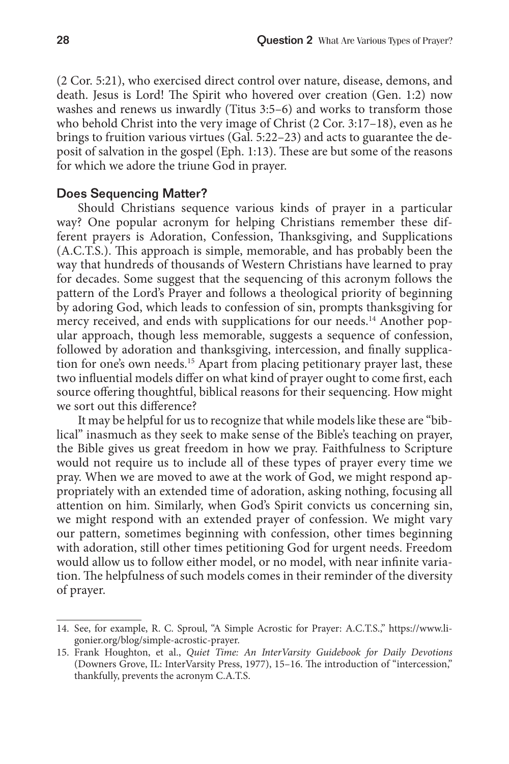(2 Cor. 5:21), who exercised direct control over nature, disease, demons, and death. Jesus is Lord! The Spirit who hovered over creation (Gen. 1:2) now washes and renews us inwardly (Titus 3:5–6) and works to transform those who behold Christ into the very image of Christ (2 Cor. 3:17–18), even as he brings to fruition various virtues (Gal. 5:22–23) and acts to guarantee the deposit of salvation in the gospel (Eph. 1:13). These are but some of the reasons for which we adore the triune God in prayer.

## Does Sequencing Matter?

Should Christians sequence various kinds of prayer in a particular way? One popular acronym for helping Christians remember these different prayers is Adoration, Confession, Thanksgiving, and Supplications (A.C.T.S.). This approach is simple, memorable, and has probably been the way that hundreds of thousands of Western Christians have learned to pray for decades. Some suggest that the sequencing of this acronym follows the pattern of the Lord's Prayer and follows a theological priority of beginning by adoring God, which leads to confession of sin, prompts thanksgiving for mercy received, and ends with supplications for our needs.[14] Another popular approach, though less memorable, suggests a sequence of confession, followed by adoration and thanksgiving, intercession, and finally supplication for one's own needs.[15] Apart from placing petitionary prayer last, these two influential models differ on what kind of prayer ought to come first, each source offering thoughtful, biblical reasons for their sequencing. How might we sort out this difference?

It may be helpful for us to recognize that while models like these are "biblical" inasmuch as they seek to make sense of the Bible's teaching on prayer, the Bible gives us great freedom in how we pray. Faithfulness to Scripture would not require us to include all of these types of prayer every time we pray. When we are moved to awe at the work of God, we might respond appropriately with an extended time of adoration, asking nothing, focusing all attention on him. Similarly, when God's Spirit convicts us concerning sin, we might respond with an extended prayer of confession. We might vary our pattern, sometimes beginning with confession, other times beginning with adoration, still other times petitioning God for urgent needs. Freedom would allow us to follow either model, or no model, with near infinite variation. The helpfulness of such models comes in their reminder of the diversity of prayer.

---

14. See, for example, R. C. Sproul, "A Simple Acrostic for Prayer: A.C.T.S.," https://www.ligonier.org/blog/simple-acrostic-prayer.
15. Frank Houghton, et al., *Quiet Time: An InterVarsity Guidebook for Daily Devotions* (Downers Grove, IL: InterVarsity Press, 1977), 15–16. The introduction of "intercession," thankfully, prevents the acronym C.A.T.S.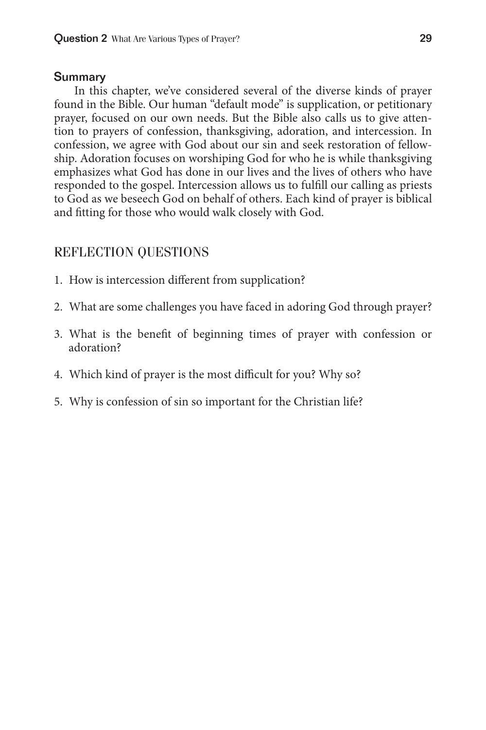### Summary

In this chapter, we've considered several of the diverse kinds of prayer found in the Bible. Our human "default mode" is supplication, or petitionary prayer, focused on our own needs. But the Bible also calls us to give attention to prayers of confession, thanksgiving, adoration, and intercession. In confession, we agree with God about our sin and seek restoration of fellowship. Adoration focuses on worshiping God for who he is while thanksgiving emphasizes what God has done in our lives and the lives of others who have responded to the gospel. Intercession allows us to fulfill our calling as priests to God as we beseech God on behalf of others. Each kind of prayer is biblical and fitting for those who would walk closely with God.

## REFLECTION QUESTIONS

1. How is intercession different from supplication?
2. What are some challenges you have faced in adoring God through prayer?
3. What is the benefit of beginning times of prayer with confession or adoration?
4. Which kind of prayer is the most difficult for you? Why so?
5. Why is confession of sin so important for the Christian life?